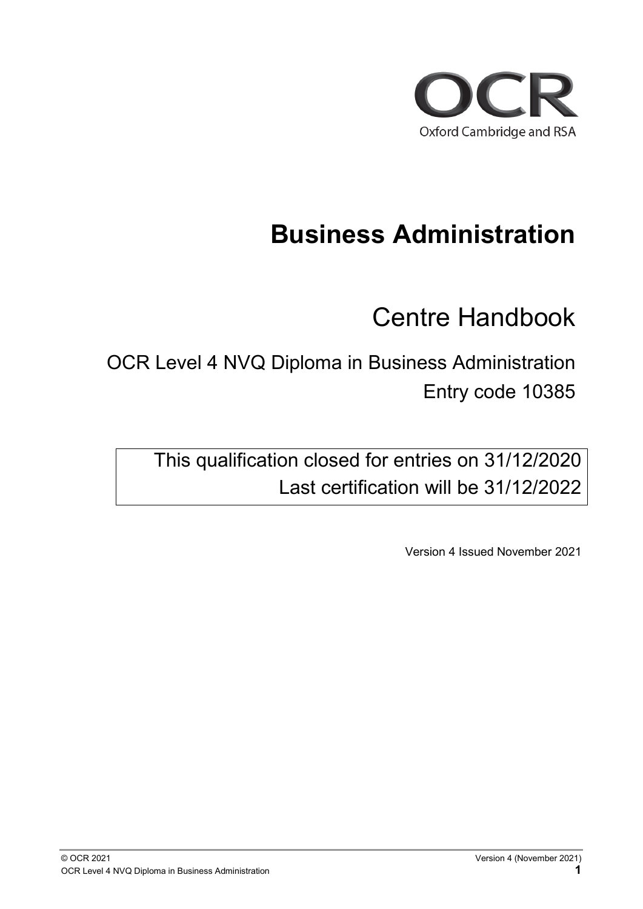OCR

Oxford Cambridge and RSA

# Business Administration

## Centre Handbook

OCR Level 4 NVQ Diploma in Business Administration

Entry code 10385

This qualification closed for entries on 31/12/2020
Last certification will be 31/12/2022

Version 4 Issued November 2021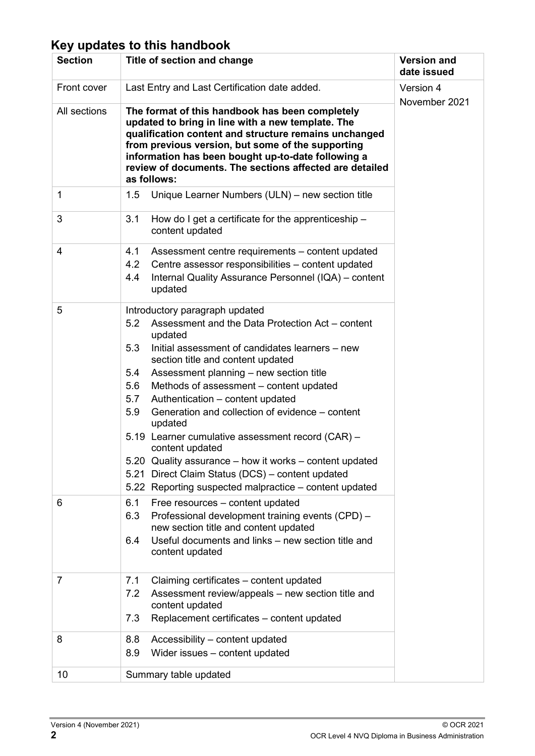## Key updates to this handbook

| Section | Title of section and change | Version and date issued |
|---|---|---|
| Front cover | Last Entry and Last Certification date added. | Version 4<br>November 2021 |
| All sections | **The format of this handbook has been completely updated to bring in line with a new template. The qualification content and structure remains unchanged from previous version, but some of the supporting information has been bought up-to-date following a review of documents. The sections affected are detailed as follows:** | |
| 1 | 1.5 Unique Learner Numbers (ULN) – new section title | |
| 3 | 3.1 How do I get a certificate for the apprenticeship – content updated | |
| 4 | 4.1 Assessment centre requirements – content updated<br>4.2 Centre assessor responsibilities – content updated<br>4.4 Internal Quality Assurance Personnel (IQA) – content updated | |
| 5 | Introductory paragraph updated<br>5.2 Assessment and the Data Protection Act – content updated<br>5.3 Initial assessment of candidates learners – new section title and content updated<br>5.4 Assessment planning – new section title<br>5.6 Methods of assessment – content updated<br>5.7 Authentication – content updated<br>5.9 Generation and collection of evidence – content updated<br>5.19 Learner cumulative assessment record (CAR) – content updated<br>5.20 Quality assurance – how it works – content updated<br>5.21 Direct Claim Status (DCS) – content updated<br>5.22 Reporting suspected malpractice – content updated | |
| 6 | 6.1 Free resources – content updated<br>6.3 Professional development training events (CPD) – new section title and content updated<br>6.4 Useful documents and links – new section title and content updated | |
| 7 | 7.1 Claiming certificates – content updated<br>7.2 Assessment review/appeals – new section title and content updated<br>7.3 Replacement certificates – content updated | |
| 8 | 8.8 Accessibility – content updated<br>8.9 Wider issues – content updated | |
| 10 | Summary table updated | |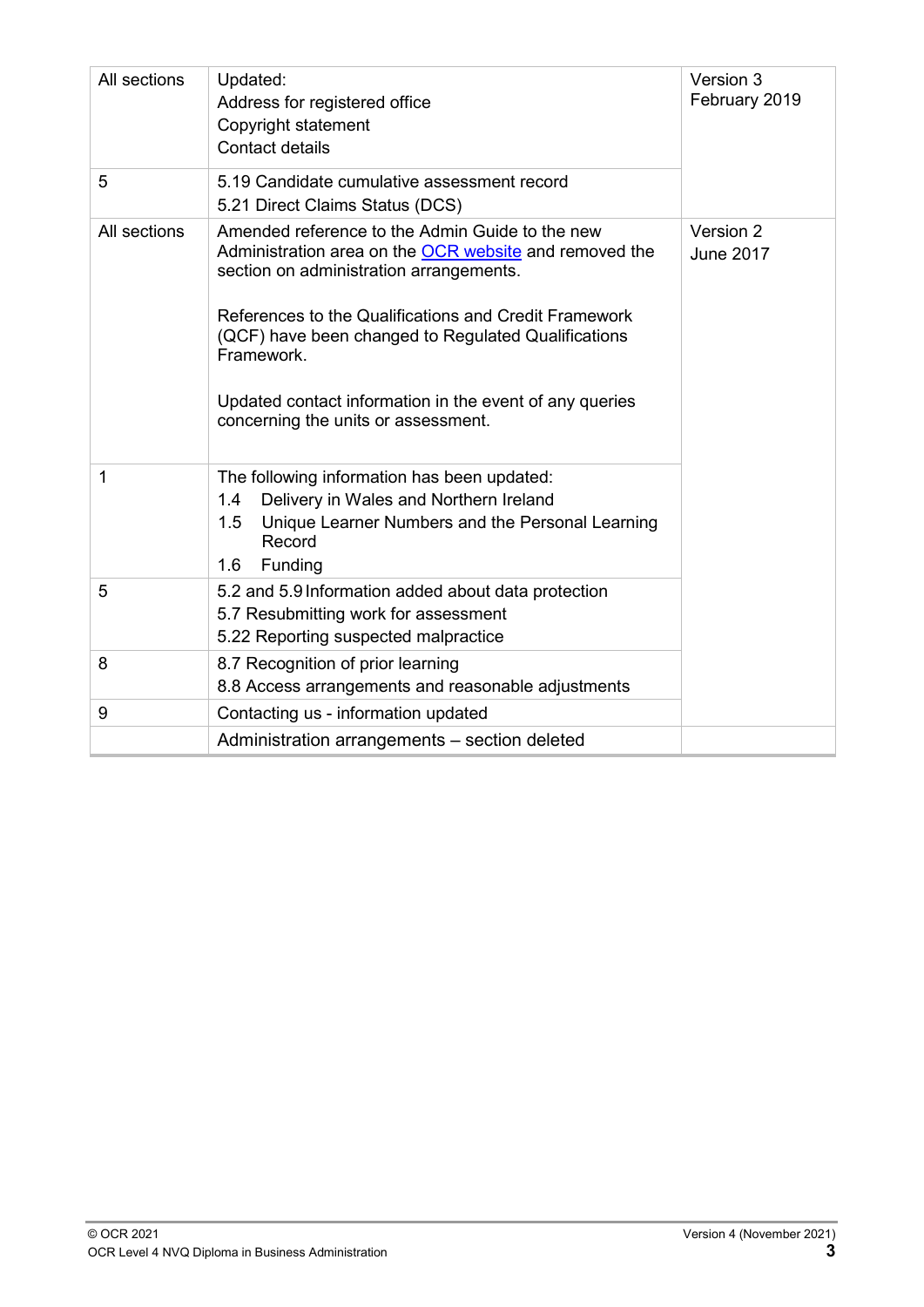| All sections | Updated:<br>Address for registered office<br>Copyright statement<br>Contact details | Version 3<br>February 2019 |
|---|---|---|
| 5 | 5.19 Candidate cumulative assessment record<br>5.21 Direct Claims Status (DCS) | |
| All sections | Amended reference to the Admin Guide to the new Administration area on the OCR website and removed the section on administration arrangements.<br><br>References to the Qualifications and Credit Framework (QCF) have been changed to Regulated Qualifications Framework.<br><br>Updated contact information in the event of any queries concerning the units or assessment. | Version 2<br>June 2017 |
| 1 | The following information has been updated:<br>1.4 Delivery in Wales and Northern Ireland<br>1.5 Unique Learner Numbers and the Personal Learning Record<br>1.6 Funding | |
| 5 | 5.2 and 5.9 Information added about data protection<br>5.7 Resubmitting work for assessment<br>5.22 Reporting suspected malpractice | |
| 8 | 8.7 Recognition of prior learning<br>8.8 Access arrangements and reasonable adjustments | |
| 9 | Contacting us - information updated | |
| | Administration arrangements – section deleted | |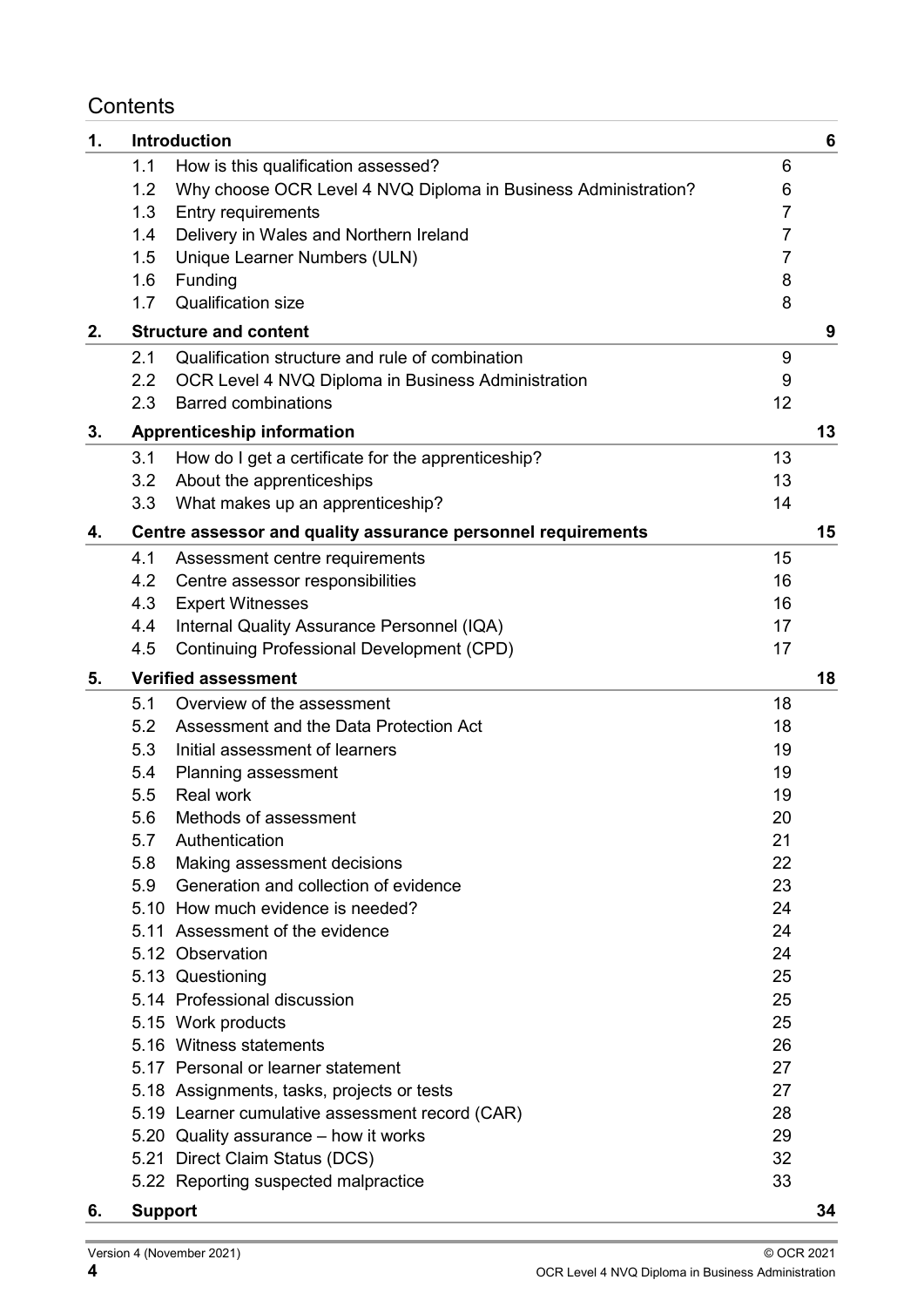# Contents

| | | | |
|---|---|---|---|
| **1.** | **Introduction** | | **6** |
| | 1.1 How is this qualification assessed? | 6 | |
| | 1.2 Why choose OCR Level 4 NVQ Diploma in Business Administration? | 6 | |
| | 1.3 Entry requirements | 7 | |
| | 1.4 Delivery in Wales and Northern Ireland | 7 | |
| | 1.5 Unique Learner Numbers (ULN) | 7 | |
| | 1.6 Funding | 8 | |
| | 1.7 Qualification size | 8 | |
| **2.** | **Structure and content** | | **9** |
| | 2.1 Qualification structure and rule of combination | 9 | |
| | 2.2 OCR Level 4 NVQ Diploma in Business Administration | 9 | |
| | 2.3 Barred combinations | 12 | |
| **3.** | **Apprenticeship information** | | **13** |
| | 3.1 How do I get a certificate for the apprenticeship? | 13 | |
| | 3.2 About the apprenticeships | 13 | |
| | 3.3 What makes up an apprenticeship? | 14 | |
| **4.** | **Centre assessor and quality assurance personnel requirements** | | **15** |
| | 4.1 Assessment centre requirements | 15 | |
| | 4.2 Centre assessor responsibilities | 16 | |
| | 4.3 Expert Witnesses | 16 | |
| | 4.4 Internal Quality Assurance Personnel (IQA) | 17 | |
| | 4.5 Continuing Professional Development (CPD) | 17 | |
| **5.** | **Verified assessment** | | **18** |
| | 5.1 Overview of the assessment | 18 | |
| | 5.2 Assessment and the Data Protection Act | 18 | |
| | 5.3 Initial assessment of learners | 19 | |
| | 5.4 Planning assessment | 19 | |
| | 5.5 Real work | 19 | |
| | 5.6 Methods of assessment | 20 | |
| | 5.7 Authentication | 21 | |
| | 5.8 Making assessment decisions | 22 | |
| | 5.9 Generation and collection of evidence | 23 | |
| | 5.10 How much evidence is needed? | 24 | |
| | 5.11 Assessment of the evidence | 24 | |
| | 5.12 Observation | 24 | |
| | 5.13 Questioning | 25 | |
| | 5.14 Professional discussion | 25 | |
| | 5.15 Work products | 25 | |
| | 5.16 Witness statements | 26 | |
| | 5.17 Personal or learner statement | 27 | |
| | 5.18 Assignments, tasks, projects or tests | 27 | |
| | 5.19 Learner cumulative assessment record (CAR) | 28 | |
| | 5.20 Quality assurance – how it works | 29 | |
| | 5.21 Direct Claim Status (DCS) | 32 | |
| | 5.22 Reporting suspected malpractice | 33 | |
| **6.** | **Support** | | **34** |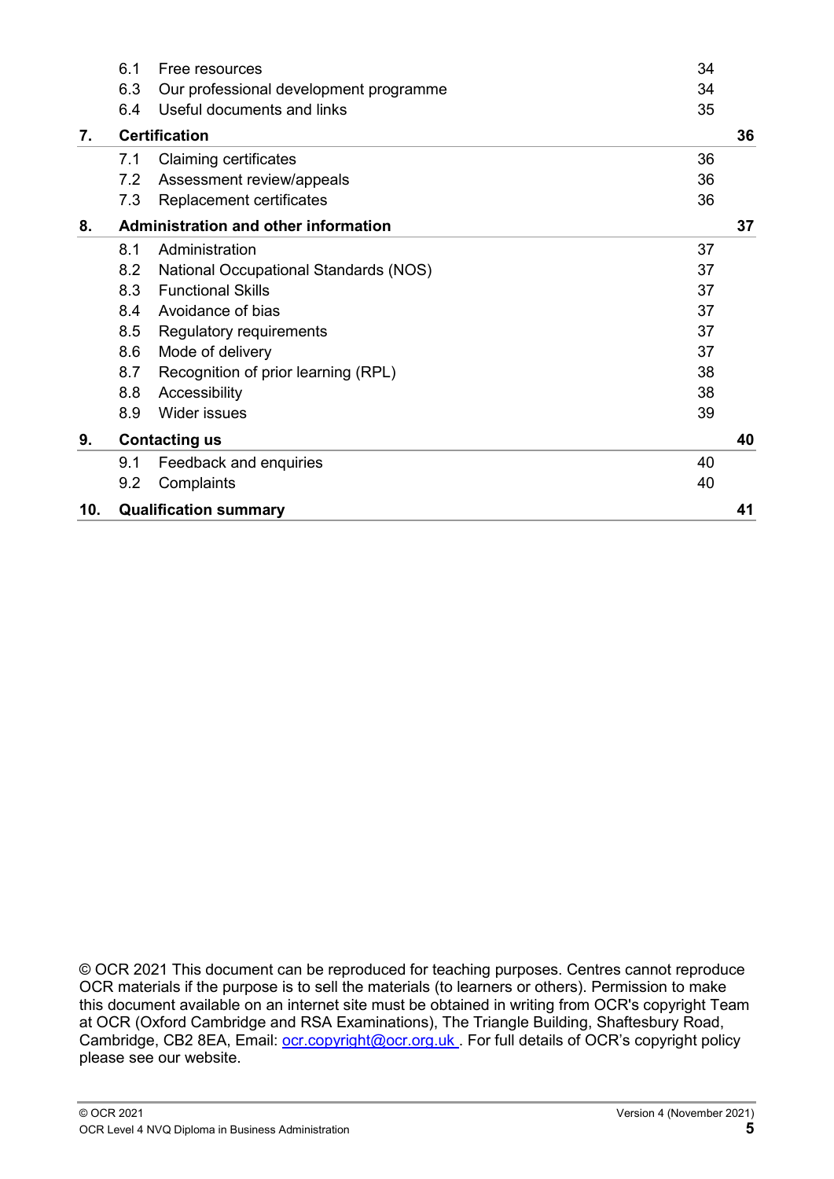| | | |
|---|---|---|
| 6.1 | Free resources | 34 |
| 6.3 | Our professional development programme | 34 |
| 6.4 | Useful documents and links | 35 |
| **7.** | **Certification** | **36** |
| 7.1 | Claiming certificates | 36 |
| 7.2 | Assessment review/appeals | 36 |
| 7.3 | Replacement certificates | 36 |
| **8.** | **Administration and other information** | **37** |
| 8.1 | Administration | 37 |
| 8.2 | National Occupational Standards (NOS) | 37 |
| 8.3 | Functional Skills | 37 |
| 8.4 | Avoidance of bias | 37 |
| 8.5 | Regulatory requirements | 37 |
| 8.6 | Mode of delivery | 37 |
| 8.7 | Recognition of prior learning (RPL) | 38 |
| 8.8 | Accessibility | 38 |
| 8.9 | Wider issues | 39 |
| **9.** | **Contacting us** | **40** |
| 9.1 | Feedback and enquiries | 40 |
| 9.2 | Complaints | 40 |
| **10.** | **Qualification summary** | **41** |

© OCR 2021 This document can be reproduced for teaching purposes. Centres cannot reproduce OCR materials if the purpose is to sell the materials (to learners or others). Permission to make this document available on an internet site must be obtained in writing from OCR's copyright Team at OCR (Oxford Cambridge and RSA Examinations), The Triangle Building, Shaftesbury Road, Cambridge, CB2 8EA, Email: ocr.copyright@ocr.org.uk . For full details of OCR's copyright policy please see our website.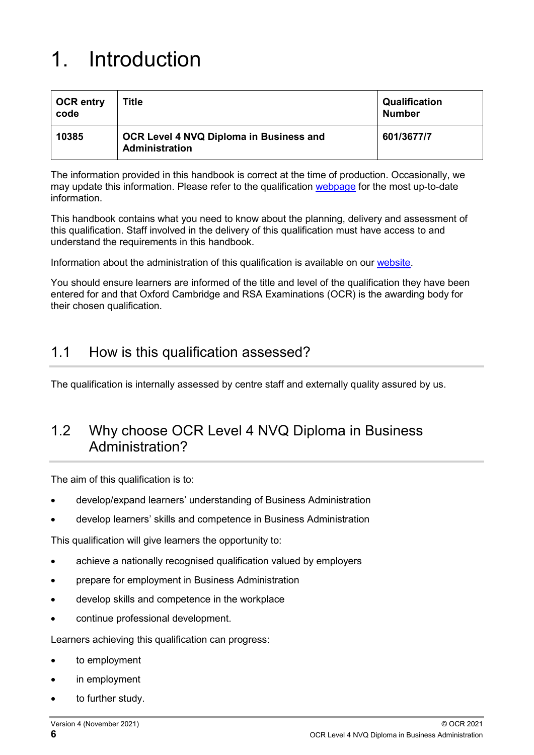# 1. Introduction

| OCR entry code | Title | Qualification Number |
| --- | --- | --- |
| **10385** | **OCR Level 4 NVQ Diploma in Business and Administration** | **601/3677/7** |

The information provided in this handbook is correct at the time of production. Occasionally, we may update this information. Please refer to the qualification webpage for the most up-to-date information.

This handbook contains what you need to know about the planning, delivery and assessment of this qualification. Staff involved in the delivery of this qualification must have access to and understand the requirements in this handbook.

Information about the administration of this qualification is available on our website.

You should ensure learners are informed of the title and level of the qualification they have been entered for and that Oxford Cambridge and RSA Examinations (OCR) is the awarding body for their chosen qualification.

## 1.1 How is this qualification assessed?

The qualification is internally assessed by centre staff and externally quality assured by us.

## 1.2 Why choose OCR Level 4 NVQ Diploma in Business Administration?

The aim of this qualification is to:

- develop/expand learners' understanding of Business Administration
- develop learners' skills and competence in Business Administration

This qualification will give learners the opportunity to:

- achieve a nationally recognised qualification valued by employers
- prepare for employment in Business Administration
- develop skills and competence in the workplace
- continue professional development.

Learners achieving this qualification can progress:

- to employment
- in employment
- to further study.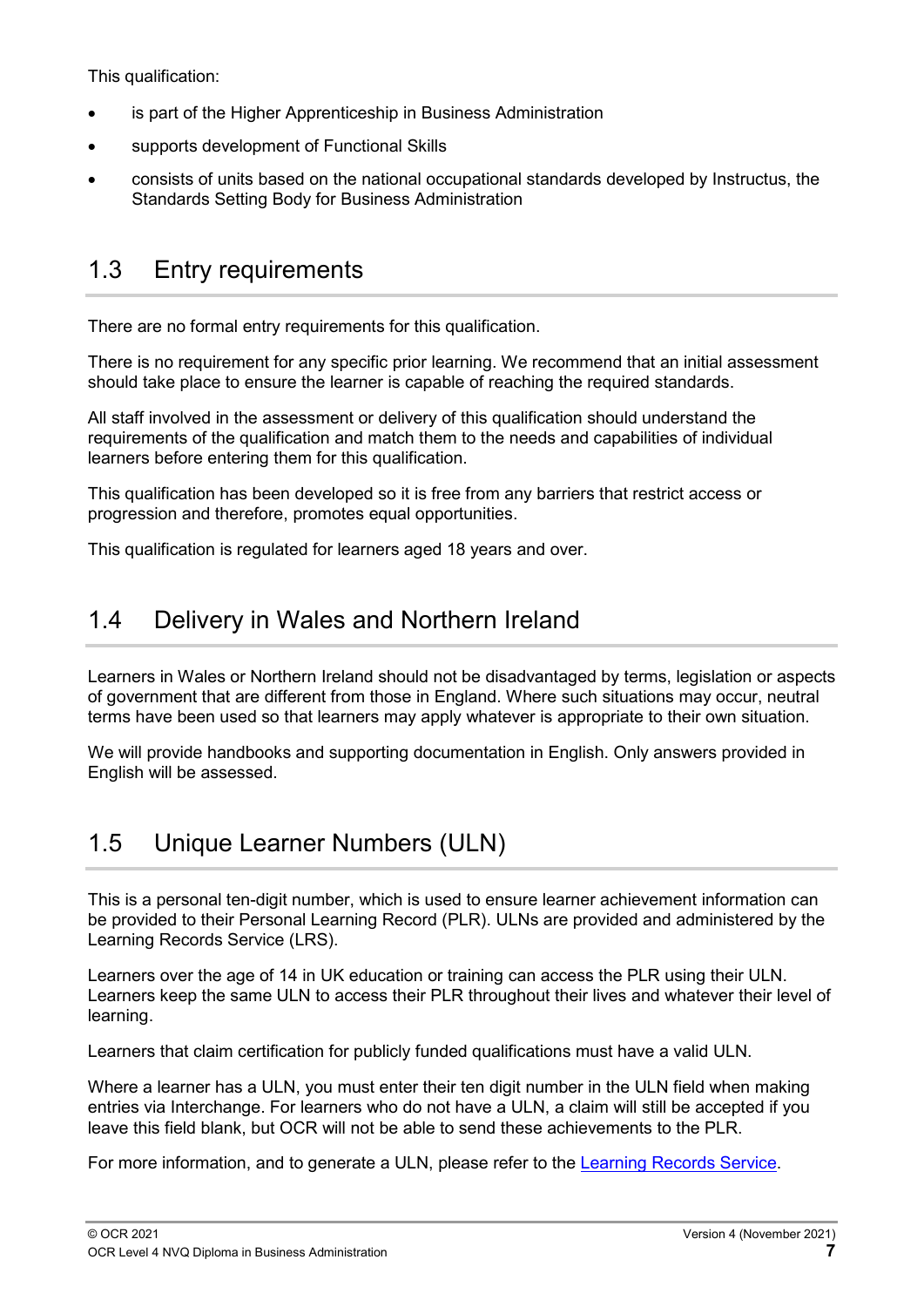This qualification:

- is part of the Higher Apprenticeship in Business Administration
- supports development of Functional Skills
- consists of units based on the national occupational standards developed by Instructus, the Standards Setting Body for Business Administration

## 1.3 Entry requirements

There are no formal entry requirements for this qualification.

There is no requirement for any specific prior learning. We recommend that an initial assessment should take place to ensure the learner is capable of reaching the required standards.

All staff involved in the assessment or delivery of this qualification should understand the requirements of the qualification and match them to the needs and capabilities of individual learners before entering them for this qualification.

This qualification has been developed so it is free from any barriers that restrict access or progression and therefore, promotes equal opportunities.

This qualification is regulated for learners aged 18 years and over.

## 1.4 Delivery in Wales and Northern Ireland

Learners in Wales or Northern Ireland should not be disadvantaged by terms, legislation or aspects of government that are different from those in England. Where such situations may occur, neutral terms have been used so that learners may apply whatever is appropriate to their own situation.

We will provide handbooks and supporting documentation in English. Only answers provided in English will be assessed.

## 1.5 Unique Learner Numbers (ULN)

This is a personal ten-digit number, which is used to ensure learner achievement information can be provided to their Personal Learning Record (PLR). ULNs are provided and administered by the Learning Records Service (LRS).

Learners over the age of 14 in UK education or training can access the PLR using their ULN. Learners keep the same ULN to access their PLR throughout their lives and whatever their level of learning.

Learners that claim certification for publicly funded qualifications must have a valid ULN.

Where a learner has a ULN, you must enter their ten digit number in the ULN field when making entries via Interchange. For learners who do not have a ULN, a claim will still be accepted if you leave this field blank, but OCR will not be able to send these achievements to the PLR.

For more information, and to generate a ULN, please refer to the Learning Records Service.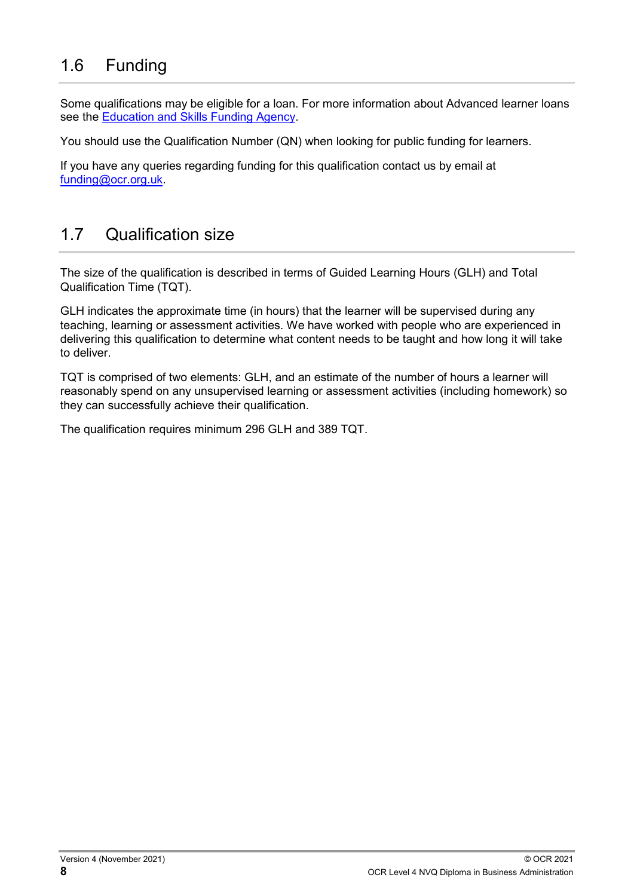## 1.6 Funding

Some qualifications may be eligible for a loan. For more information about Advanced learner loans see the Education and Skills Funding Agency.

You should use the Qualification Number (QN) when looking for public funding for learners.

If you have any queries regarding funding for this qualification contact us by email at funding@ocr.org.uk.

## 1.7 Qualification size

The size of the qualification is described in terms of Guided Learning Hours (GLH) and Total Qualification Time (TQT).

GLH indicates the approximate time (in hours) that the learner will be supervised during any teaching, learning or assessment activities. We have worked with people who are experienced in delivering this qualification to determine what content needs to be taught and how long it will take to deliver.

TQT is comprised of two elements: GLH, and an estimate of the number of hours a learner will reasonably spend on any unsupervised learning or assessment activities (including homework) so they can successfully achieve their qualification.

The qualification requires minimum 296 GLH and 389 TQT.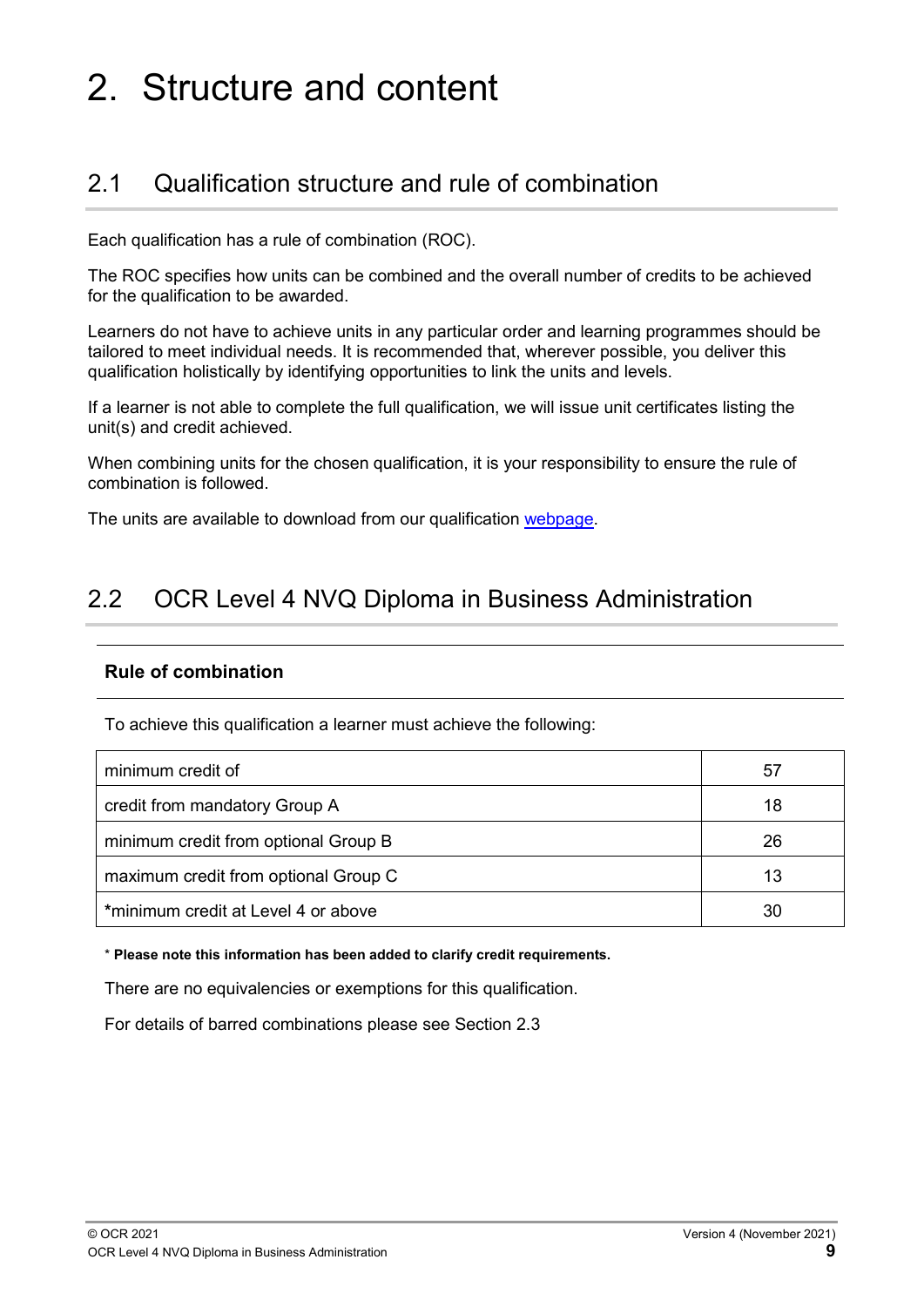# 2. Structure and content

## 2.1 Qualification structure and rule of combination

Each qualification has a rule of combination (ROC).

The ROC specifies how units can be combined and the overall number of credits to be achieved for the qualification to be awarded.

Learners do not have to achieve units in any particular order and learning programmes should be tailored to meet individual needs. It is recommended that, wherever possible, you deliver this qualification holistically by identifying opportunities to link the units and levels.

If a learner is not able to complete the full qualification, we will issue unit certificates listing the unit(s) and credit achieved.

When combining units for the chosen qualification, it is your responsibility to ensure the rule of combination is followed.

The units are available to download from our qualification webpage.

## 2.2 OCR Level 4 NVQ Diploma in Business Administration

### Rule of combination

To achieve this qualification a learner must achieve the following:

| | |
|---|---|
| minimum credit of | 57 |
| credit from mandatory Group A | 18 |
| minimum credit from optional Group B | 26 |
| maximum credit from optional Group C | 13 |
| ***minimum credit at Level 4 or above** | 30 |

* **Please note this information has been added to clarify credit requirements.**

There are no equivalencies or exemptions for this qualification.

For details of barred combinations please see Section 2.3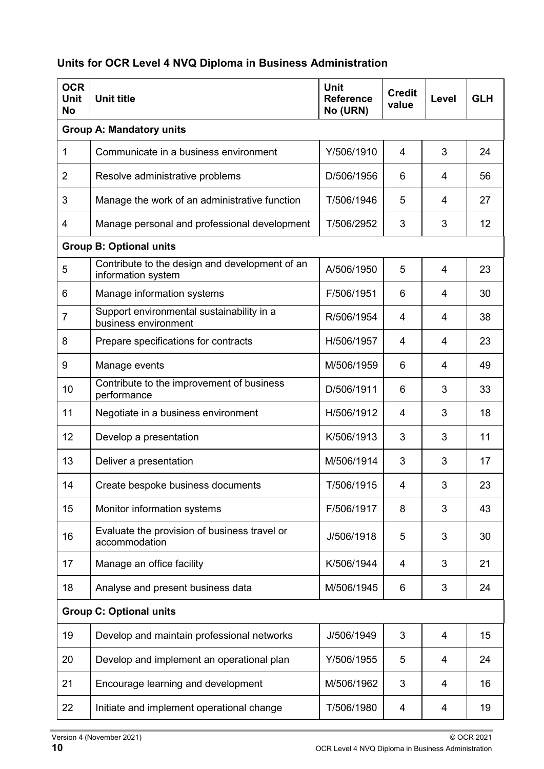## Units for OCR Level 4 NVQ Diploma in Business Administration

| OCR Unit No | Unit title | Unit Reference No (URN) | Credit value | Level | GLH |
|---|---|---|---|---|---|
| **Group A: Mandatory units** | | | | | |
| 1 | Communicate in a business environment | Y/506/1910 | 4 | 3 | 24 |
| 2 | Resolve administrative problems | D/506/1956 | 6 | 4 | 56 |
| 3 | Manage the work of an administrative function | T/506/1946 | 5 | 4 | 27 |
| 4 | Manage personal and professional development | T/506/2952 | 3 | 3 | 12 |
| **Group B: Optional units** | | | | | |
| 5 | Contribute to the design and development of an information system | A/506/1950 | 5 | 4 | 23 |
| 6 | Manage information systems | F/506/1951 | 6 | 4 | 30 |
| 7 | Support environmental sustainability in a business environment | R/506/1954 | 4 | 4 | 38 |
| 8 | Prepare specifications for contracts | H/506/1957 | 4 | 4 | 23 |
| 9 | Manage events | M/506/1959 | 6 | 4 | 49 |
| 10 | Contribute to the improvement of business performance | D/506/1911 | 6 | 3 | 33 |
| 11 | Negotiate in a business environment | H/506/1912 | 4 | 3 | 18 |
| 12 | Develop a presentation | K/506/1913 | 3 | 3 | 11 |
| 13 | Deliver a presentation | M/506/1914 | 3 | 3 | 17 |
| 14 | Create bespoke business documents | T/506/1915 | 4 | 3 | 23 |
| 15 | Monitor information systems | F/506/1917 | 8 | 3 | 43 |
| 16 | Evaluate the provision of business travel or accommodation | J/506/1918 | 5 | 3 | 30 |
| 17 | Manage an office facility | K/506/1944 | 4 | 3 | 21 |
| 18 | Analyse and present business data | M/506/1945 | 6 | 3 | 24 |
| **Group C: Optional units** | | | | | |
| 19 | Develop and maintain professional networks | J/506/1949 | 3 | 4 | 15 |
| 20 | Develop and implement an operational plan | Y/506/1955 | 5 | 4 | 24 |
| 21 | Encourage learning and development | M/506/1962 | 3 | 4 | 16 |
| 22 | Initiate and implement operational change | T/506/1980 | 4 | 4 | 19 |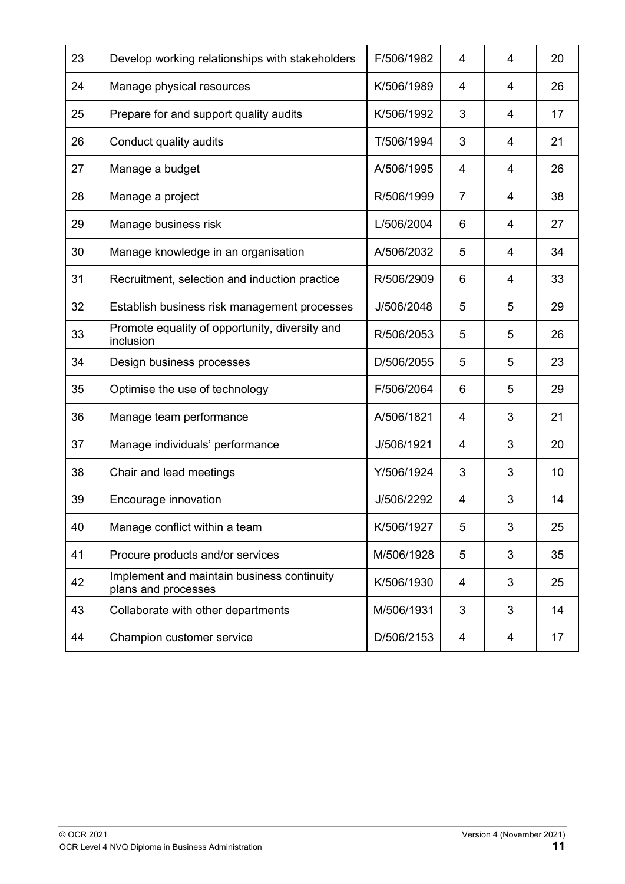| | | | | | |
|---|---|---|---|---|---|
| 23 | Develop working relationships with stakeholders | F/506/1982 | 4 | 4 | 20 |
| 24 | Manage physical resources | K/506/1989 | 4 | 4 | 26 |
| 25 | Prepare for and support quality audits | K/506/1992 | 3 | 4 | 17 |
| 26 | Conduct quality audits | T/506/1994 | 3 | 4 | 21 |
| 27 | Manage a budget | A/506/1995 | 4 | 4 | 26 |
| 28 | Manage a project | R/506/1999 | 7 | 4 | 38 |
| 29 | Manage business risk | L/506/2004 | 6 | 4 | 27 |
| 30 | Manage knowledge in an organisation | A/506/2032 | 5 | 4 | 34 |
| 31 | Recruitment, selection and induction practice | R/506/2909 | 6 | 4 | 33 |
| 32 | Establish business risk management processes | J/506/2048 | 5 | 5 | 29 |
| 33 | Promote equality of opportunity, diversity and inclusion | R/506/2053 | 5 | 5 | 26 |
| 34 | Design business processes | D/506/2055 | 5 | 5 | 23 |
| 35 | Optimise the use of technology | F/506/2064 | 6 | 5 | 29 |
| 36 | Manage team performance | A/506/1821 | 4 | 3 | 21 |
| 37 | Manage individuals' performance | J/506/1921 | 4 | 3 | 20 |
| 38 | Chair and lead meetings | Y/506/1924 | 3 | 3 | 10 |
| 39 | Encourage innovation | J/506/2292 | 4 | 3 | 14 |
| 40 | Manage conflict within a team | K/506/1927 | 5 | 3 | 25 |
| 41 | Procure products and/or services | M/506/1928 | 5 | 3 | 35 |
| 42 | Implement and maintain business continuity plans and processes | K/506/1930 | 4 | 3 | 25 |
| 43 | Collaborate with other departments | M/506/1931 | 3 | 3 | 14 |
| 44 | Champion customer service | D/506/2153 | 4 | 4 | 17 |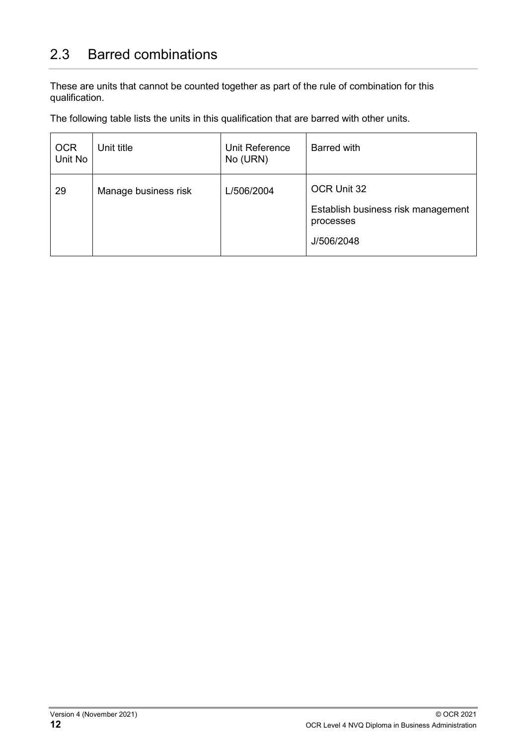## 2.3 Barred combinations

These are units that cannot be counted together as part of the rule of combination for this qualification.

The following table lists the units in this qualification that are barred with other units.

| OCR Unit No | Unit title | Unit Reference No (URN) | Barred with |
|---|---|---|---|
| 29 | Manage business risk | L/506/2004 | OCR Unit 32<br>Establish business risk management processes<br>J/506/2048 |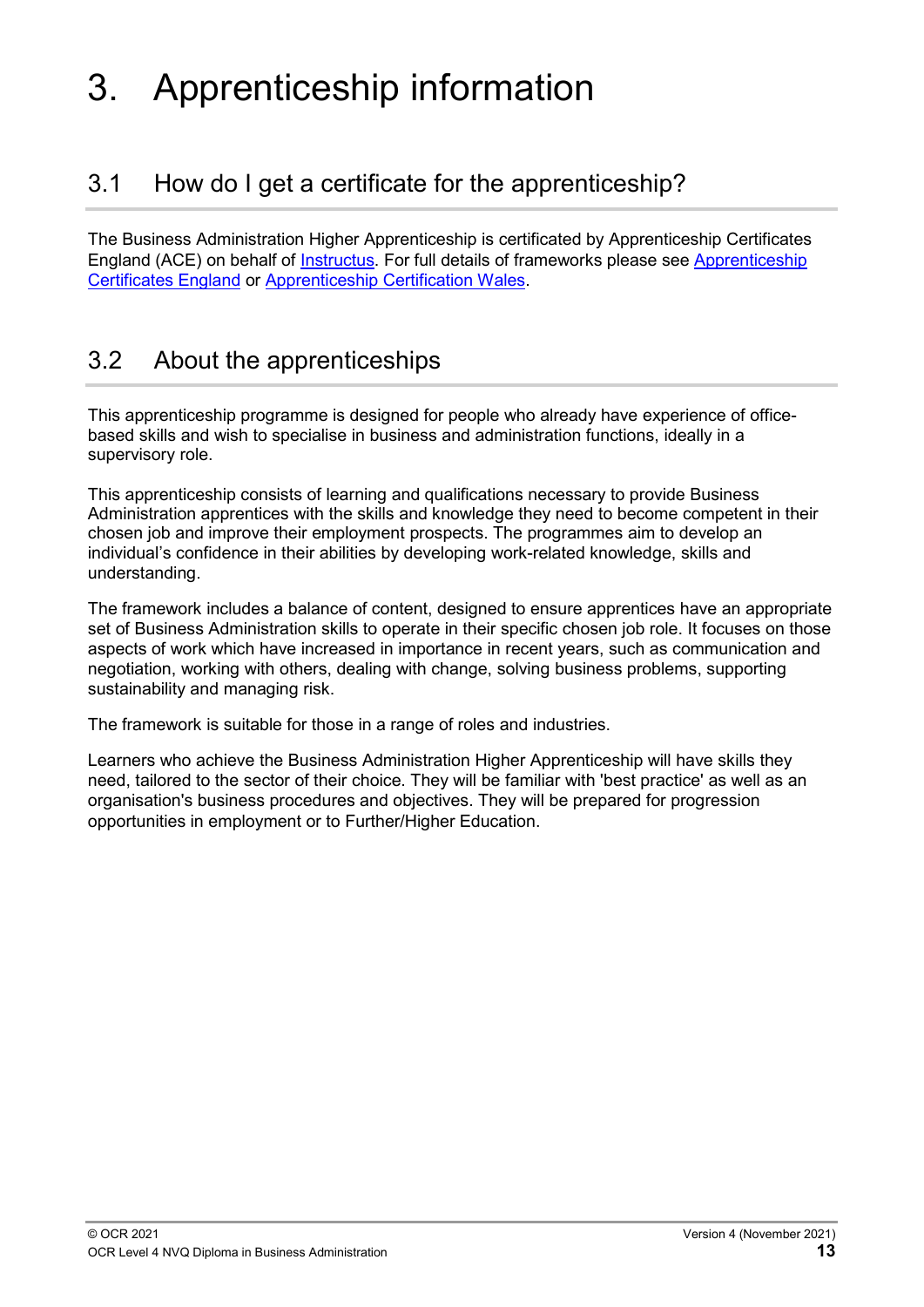# 3. Apprenticeship information

## 3.1 How do I get a certificate for the apprenticeship?

The Business Administration Higher Apprenticeship is certificated by Apprenticeship Certificates England (ACE) on behalf of Instructus. For full details of frameworks please see Apprenticeship Certificates England or Apprenticeship Certification Wales.

## 3.2 About the apprenticeships

This apprenticeship programme is designed for people who already have experience of office-based skills and wish to specialise in business and administration functions, ideally in a supervisory role.

This apprenticeship consists of learning and qualifications necessary to provide Business Administration apprentices with the skills and knowledge they need to become competent in their chosen job and improve their employment prospects. The programmes aim to develop an individual's confidence in their abilities by developing work-related knowledge, skills and understanding.

The framework includes a balance of content, designed to ensure apprentices have an appropriate set of Business Administration skills to operate in their specific chosen job role. It focuses on those aspects of work which have increased in importance in recent years, such as communication and negotiation, working with others, dealing with change, solving business problems, supporting sustainability and managing risk.

The framework is suitable for those in a range of roles and industries.

Learners who achieve the Business Administration Higher Apprenticeship will have skills they need, tailored to the sector of their choice. They will be familiar with 'best practice' as well as an organisation's business procedures and objectives. They will be prepared for progression opportunities in employment or to Further/Higher Education.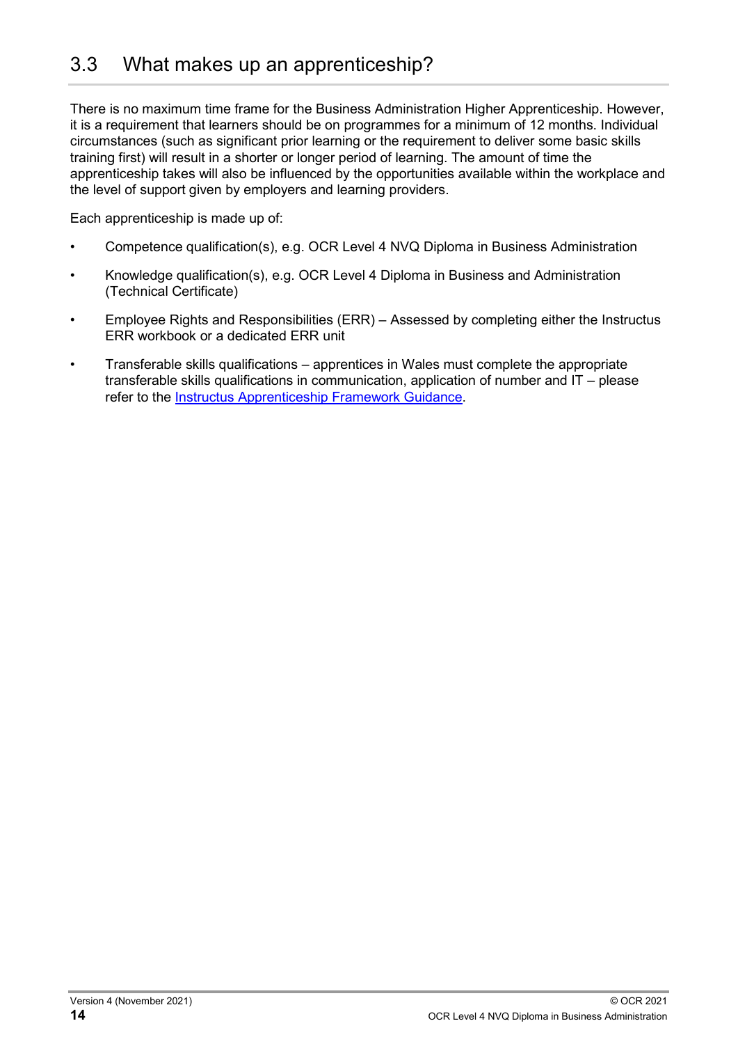## 3.3 What makes up an apprenticeship?

There is no maximum time frame for the Business Administration Higher Apprenticeship. However, it is a requirement that learners should be on programmes for a minimum of 12 months. Individual circumstances (such as significant prior learning or the requirement to deliver some basic skills training first) will result in a shorter or longer period of learning. The amount of time the apprenticeship takes will also be influenced by the opportunities available within the workplace and the level of support given by employers and learning providers.

Each apprenticeship is made up of:

- Competence qualification(s), e.g. OCR Level 4 NVQ Diploma in Business Administration
- Knowledge qualification(s), e.g. OCR Level 4 Diploma in Business and Administration (Technical Certificate)
- Employee Rights and Responsibilities (ERR) – Assessed by completing either the Instructus ERR workbook or a dedicated ERR unit
- Transferable skills qualifications – apprentices in Wales must complete the appropriate transferable skills qualifications in communication, application of number and IT – please refer to the Instructus Apprenticeship Framework Guidance.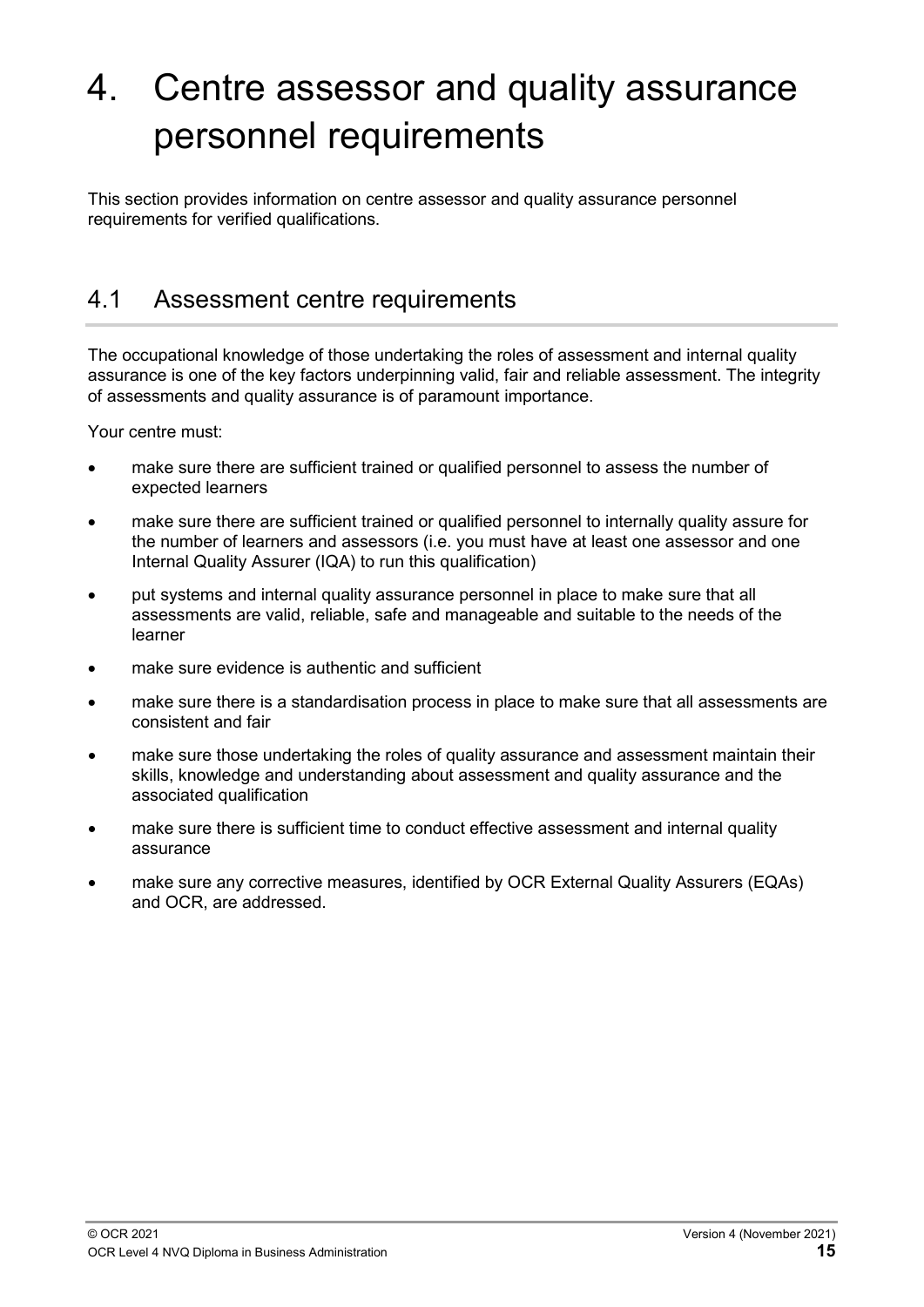# 4. Centre assessor and quality assurance personnel requirements

This section provides information on centre assessor and quality assurance personnel requirements for verified qualifications.

## 4.1 Assessment centre requirements

The occupational knowledge of those undertaking the roles of assessment and internal quality assurance is one of the key factors underpinning valid, fair and reliable assessment. The integrity of assessments and quality assurance is of paramount importance.

Your centre must:

- make sure there are sufficient trained or qualified personnel to assess the number of expected learners
- make sure there are sufficient trained or qualified personnel to internally quality assure for the number of learners and assessors (i.e. you must have at least one assessor and one Internal Quality Assurer (IQA) to run this qualification)
- put systems and internal quality assurance personnel in place to make sure that all assessments are valid, reliable, safe and manageable and suitable to the needs of the learner
- make sure evidence is authentic and sufficient
- make sure there is a standardisation process in place to make sure that all assessments are consistent and fair
- make sure those undertaking the roles of quality assurance and assessment maintain their skills, knowledge and understanding about assessment and quality assurance and the associated qualification
- make sure there is sufficient time to conduct effective assessment and internal quality assurance
- make sure any corrective measures, identified by OCR External Quality Assurers (EQAs) and OCR, are addressed.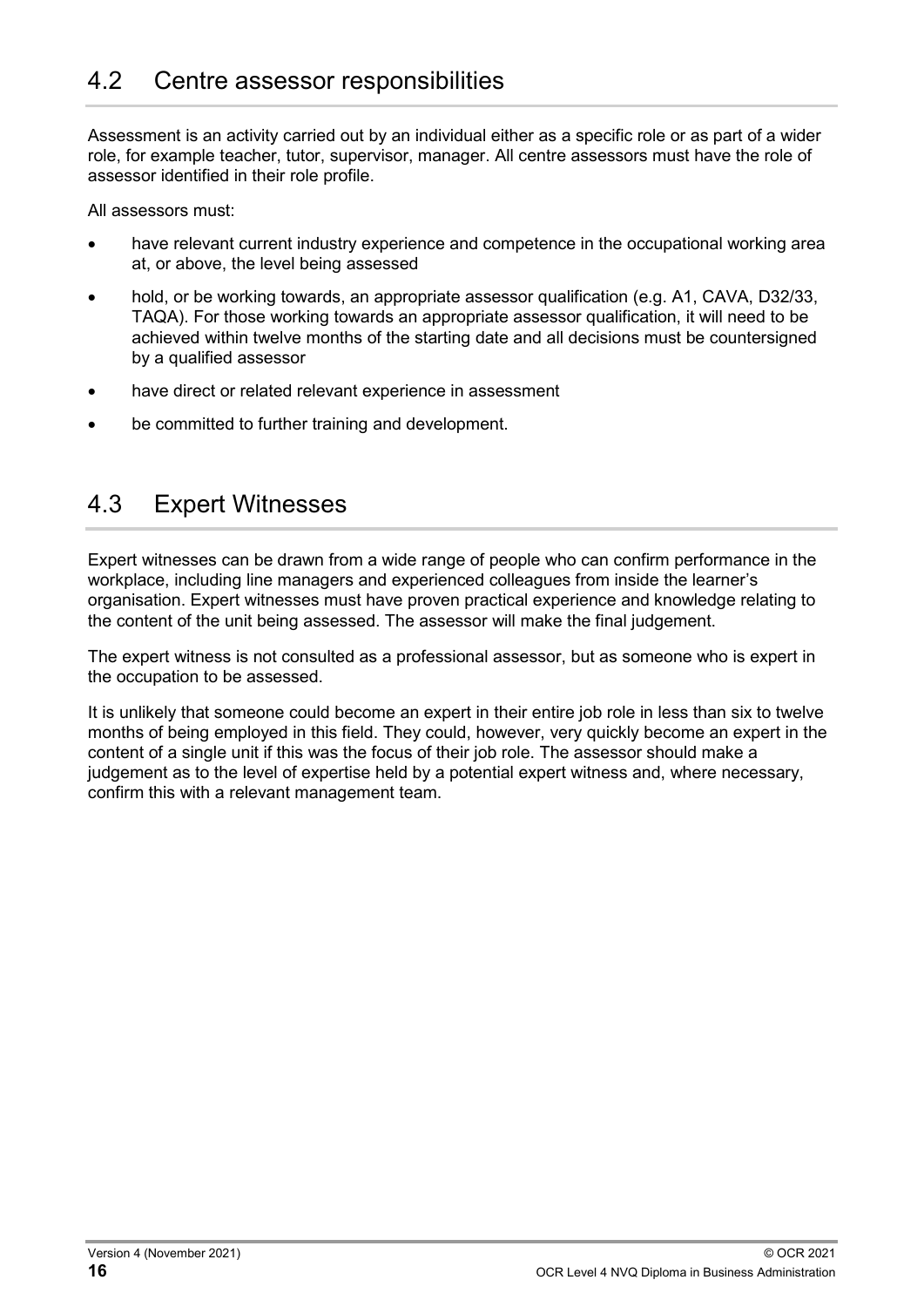## 4.2 Centre assessor responsibilities

Assessment is an activity carried out by an individual either as a specific role or as part of a wider role, for example teacher, tutor, supervisor, manager. All centre assessors must have the role of assessor identified in their role profile.

All assessors must:

- have relevant current industry experience and competence in the occupational working area at, or above, the level being assessed
- hold, or be working towards, an appropriate assessor qualification (e.g. A1, CAVA, D32/33, TAQA). For those working towards an appropriate assessor qualification, it will need to be achieved within twelve months of the starting date and all decisions must be countersigned by a qualified assessor
- have direct or related relevant experience in assessment
- be committed to further training and development.

## 4.3 Expert Witnesses

Expert witnesses can be drawn from a wide range of people who can confirm performance in the workplace, including line managers and experienced colleagues from inside the learner's organisation. Expert witnesses must have proven practical experience and knowledge relating to the content of the unit being assessed. The assessor will make the final judgement.

The expert witness is not consulted as a professional assessor, but as someone who is expert in the occupation to be assessed.

It is unlikely that someone could become an expert in their entire job role in less than six to twelve months of being employed in this field. They could, however, very quickly become an expert in the content of a single unit if this was the focus of their job role. The assessor should make a judgement as to the level of expertise held by a potential expert witness and, where necessary, confirm this with a relevant management team.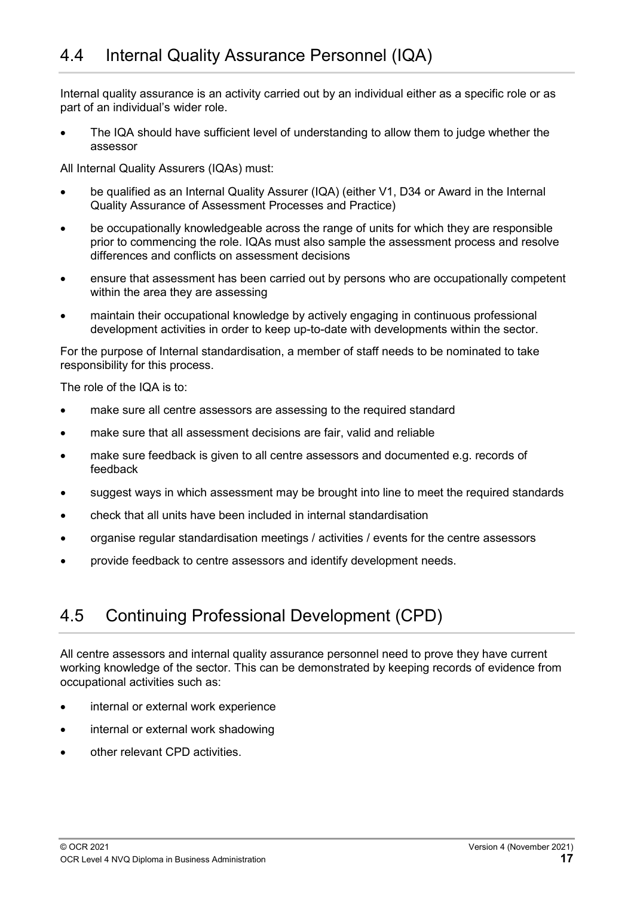## 4.4 Internal Quality Assurance Personnel (IQA)

Internal quality assurance is an activity carried out by an individual either as a specific role or as part of an individual's wider role.

- The IQA should have sufficient level of understanding to allow them to judge whether the assessor

All Internal Quality Assurers (IQAs) must:

- be qualified as an Internal Quality Assurer (IQA) (either V1, D34 or Award in the Internal Quality Assurance of Assessment Processes and Practice)
- be occupationally knowledgeable across the range of units for which they are responsible prior to commencing the role. IQAs must also sample the assessment process and resolve differences and conflicts on assessment decisions
- ensure that assessment has been carried out by persons who are occupationally competent within the area they are assessing
- maintain their occupational knowledge by actively engaging in continuous professional development activities in order to keep up-to-date with developments within the sector.

For the purpose of Internal standardisation, a member of staff needs to be nominated to take responsibility for this process.

The role of the IQA is to:

- make sure all centre assessors are assessing to the required standard
- make sure that all assessment decisions are fair, valid and reliable
- make sure feedback is given to all centre assessors and documented e.g. records of feedback
- suggest ways in which assessment may be brought into line to meet the required standards
- check that all units have been included in internal standardisation
- organise regular standardisation meetings / activities / events for the centre assessors
- provide feedback to centre assessors and identify development needs.

## 4.5 Continuing Professional Development (CPD)

All centre assessors and internal quality assurance personnel need to prove they have current working knowledge of the sector. This can be demonstrated by keeping records of evidence from occupational activities such as:

- internal or external work experience
- internal or external work shadowing
- other relevant CPD activities.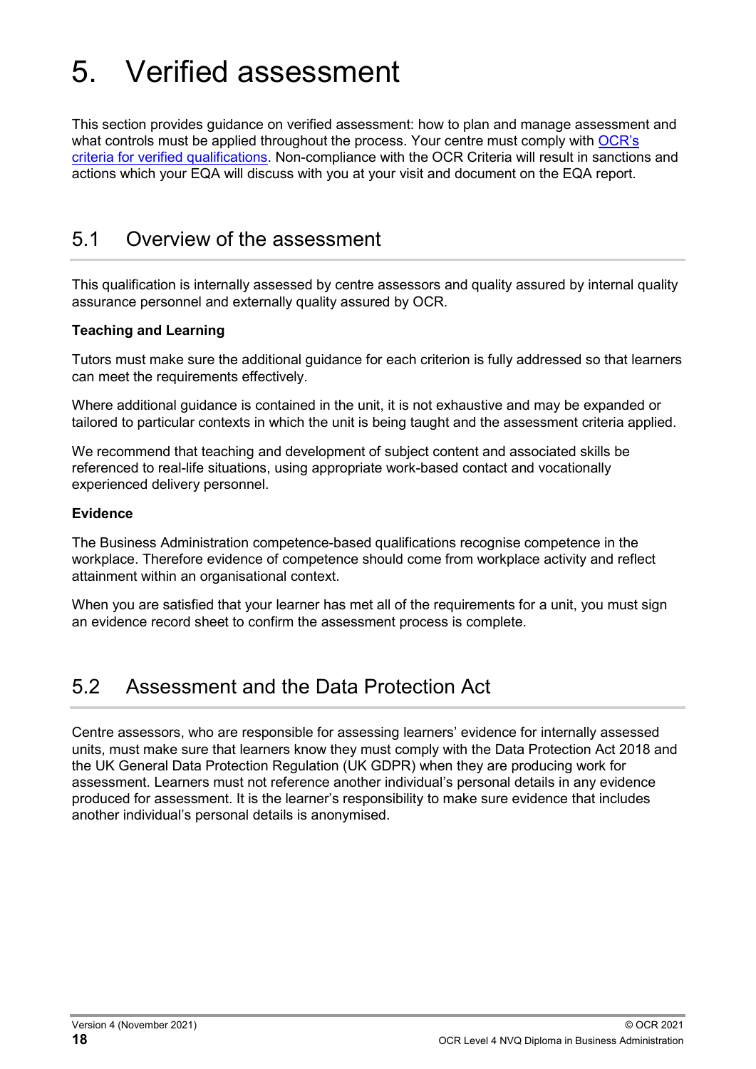# 5. Verified assessment

This section provides guidance on verified assessment: how to plan and manage assessment and what controls must be applied throughout the process. Your centre must comply with OCR's criteria for verified qualifications. Non-compliance with the OCR Criteria will result in sanctions and actions which your EQA will discuss with you at your visit and document on the EQA report.

## 5.1 Overview of the assessment

This qualification is internally assessed by centre assessors and quality assured by internal quality assurance personnel and externally quality assured by OCR.

**Teaching and Learning**

Tutors must make sure the additional guidance for each criterion is fully addressed so that learners can meet the requirements effectively.

Where additional guidance is contained in the unit, it is not exhaustive and may be expanded or tailored to particular contexts in which the unit is being taught and the assessment criteria applied.

We recommend that teaching and development of subject content and associated skills be referenced to real-life situations, using appropriate work-based contact and vocationally experienced delivery personnel.

**Evidence**

The Business Administration competence-based qualifications recognise competence in the workplace. Therefore evidence of competence should come from workplace activity and reflect attainment within an organisational context.

When you are satisfied that your learner has met all of the requirements for a unit, you must sign an evidence record sheet to confirm the assessment process is complete.

## 5.2 Assessment and the Data Protection Act

Centre assessors, who are responsible for assessing learners' evidence for internally assessed units, must make sure that learners know they must comply with the Data Protection Act 2018 and the UK General Data Protection Regulation (UK GDPR) when they are producing work for assessment. Learners must not reference another individual's personal details in any evidence produced for assessment. It is the learner's responsibility to make sure evidence that includes another individual's personal details is anonymised.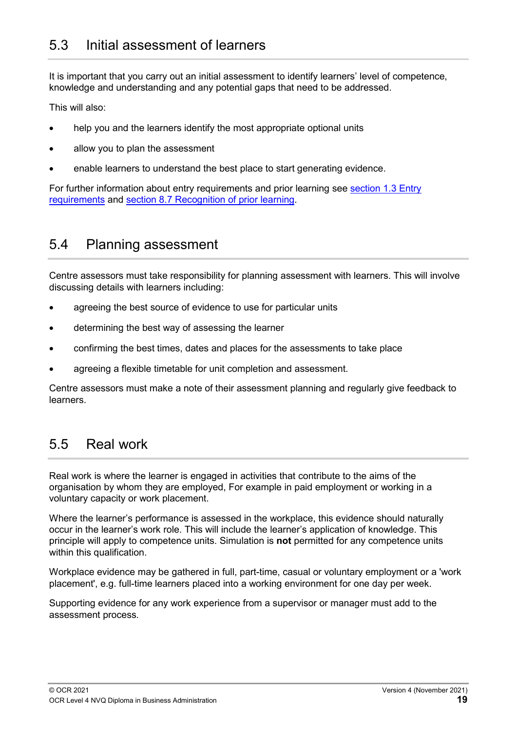## 5.3 Initial assessment of learners

It is important that you carry out an initial assessment to identify learners' level of competence, knowledge and understanding and any potential gaps that need to be addressed.

This will also:

- help you and the learners identify the most appropriate optional units
- allow you to plan the assessment
- enable learners to understand the best place to start generating evidence.

For further information about entry requirements and prior learning see section 1.3 Entry requirements and section 8.7 Recognition of prior learning.

## 5.4 Planning assessment

Centre assessors must take responsibility for planning assessment with learners. This will involve discussing details with learners including:

- agreeing the best source of evidence to use for particular units
- determining the best way of assessing the learner
- confirming the best times, dates and places for the assessments to take place
- agreeing a flexible timetable for unit completion and assessment.

Centre assessors must make a note of their assessment planning and regularly give feedback to learners.

## 5.5 Real work

Real work is where the learner is engaged in activities that contribute to the aims of the organisation by whom they are employed, For example in paid employment or working in a voluntary capacity or work placement.

Where the learner's performance is assessed in the workplace, this evidence should naturally occur in the learner's work role. This will include the learner's application of knowledge. This principle will apply to competence units. Simulation is **not** permitted for any competence units within this qualification.

Workplace evidence may be gathered in full, part-time, casual or voluntary employment or a 'work placement', e.g. full-time learners placed into a working environment for one day per week.

Supporting evidence for any work experience from a supervisor or manager must add to the assessment process.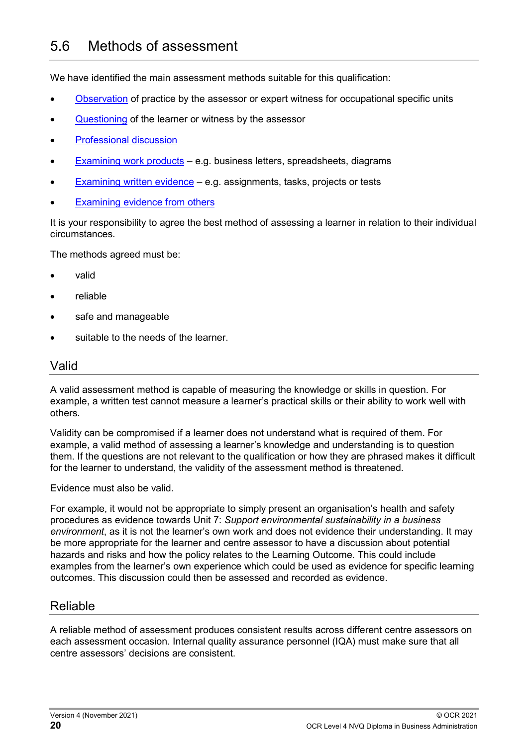## 5.6 Methods of assessment

We have identified the main assessment methods suitable for this qualification:

- Observation of practice by the assessor or expert witness for occupational specific units
- Questioning of the learner or witness by the assessor
- Professional discussion
- Examining work products – e.g. business letters, spreadsheets, diagrams
- Examining written evidence – e.g. assignments, tasks, projects or tests
- Examining evidence from others

It is your responsibility to agree the best method of assessing a learner in relation to their individual circumstances.

The methods agreed must be:

- valid
- reliable
- safe and manageable
- suitable to the needs of the learner.

### Valid

A valid assessment method is capable of measuring the knowledge or skills in question. For example, a written test cannot measure a learner's practical skills or their ability to work well with others.

Validity can be compromised if a learner does not understand what is required of them. For example, a valid method of assessing a learner's knowledge and understanding is to question them. If the questions are not relevant to the qualification or how they are phrased makes it difficult for the learner to understand, the validity of the assessment method is threatened.

Evidence must also be valid.

For example, it would not be appropriate to simply present an organisation's health and safety procedures as evidence towards Unit 7: *Support environmental sustainability in a business environment*, as it is not the learner's own work and does not evidence their understanding. It may be more appropriate for the learner and centre assessor to have a discussion about potential hazards and risks and how the policy relates to the Learning Outcome. This could include examples from the learner's own experience which could be used as evidence for specific learning outcomes. This discussion could then be assessed and recorded as evidence.

### Reliable

A reliable method of assessment produces consistent results across different centre assessors on each assessment occasion. Internal quality assurance personnel (IQA) must make sure that all centre assessors' decisions are consistent.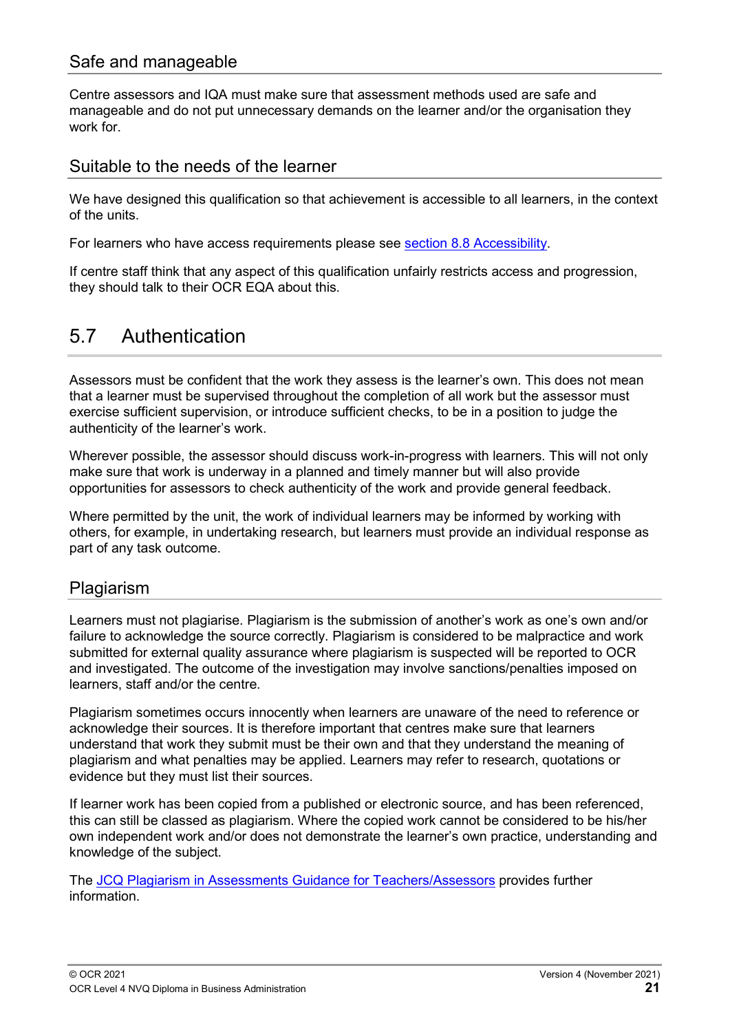### Safe and manageable

Centre assessors and IQA must make sure that assessment methods used are safe and manageable and do not put unnecessary demands on the learner and/or the organisation they work for.

### Suitable to the needs of the learner

We have designed this qualification so that achievement is accessible to all learners, in the context of the units.

For learners who have access requirements please see section 8.8 Accessibility.

If centre staff think that any aspect of this qualification unfairly restricts access and progression, they should talk to their OCR EQA about this.

## 5.7 Authentication

Assessors must be confident that the work they assess is the learner's own. This does not mean that a learner must be supervised throughout the completion of all work but the assessor must exercise sufficient supervision, or introduce sufficient checks, to be in a position to judge the authenticity of the learner's work.

Wherever possible, the assessor should discuss work-in-progress with learners. This will not only make sure that work is underway in a planned and timely manner but will also provide opportunities for assessors to check authenticity of the work and provide general feedback.

Where permitted by the unit, the work of individual learners may be informed by working with others, for example, in undertaking research, but learners must provide an individual response as part of any task outcome.

### Plagiarism

Learners must not plagiarise. Plagiarism is the submission of another's work as one's own and/or failure to acknowledge the source correctly. Plagiarism is considered to be malpractice and work submitted for external quality assurance where plagiarism is suspected will be reported to OCR and investigated. The outcome of the investigation may involve sanctions/penalties imposed on learners, staff and/or the centre.

Plagiarism sometimes occurs innocently when learners are unaware of the need to reference or acknowledge their sources. It is therefore important that centres make sure that learners understand that work they submit must be their own and that they understand the meaning of plagiarism and what penalties may be applied. Learners may refer to research, quotations or evidence but they must list their sources.

If learner work has been copied from a published or electronic source, and has been referenced, this can still be classed as plagiarism. Where the copied work cannot be considered to be his/her own independent work and/or does not demonstrate the learner's own practice, understanding and knowledge of the subject.

The JCQ Plagiarism in Assessments Guidance for Teachers/Assessors provides further information.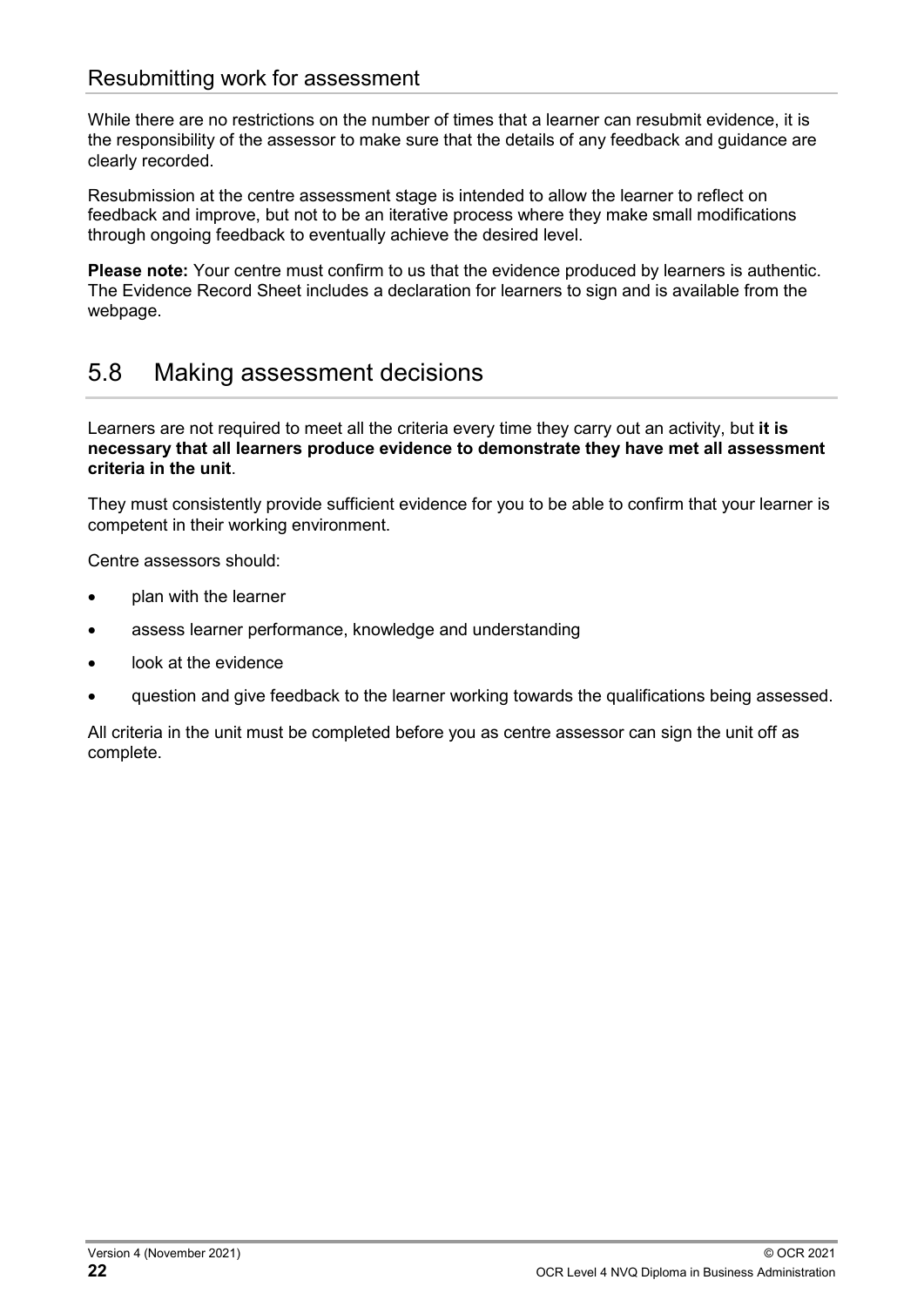### Resubmitting work for assessment

While there are no restrictions on the number of times that a learner can resubmit evidence, it is the responsibility of the assessor to make sure that the details of any feedback and guidance are clearly recorded.

Resubmission at the centre assessment stage is intended to allow the learner to reflect on feedback and improve, but not to be an iterative process where they make small modifications through ongoing feedback to eventually achieve the desired level.

**Please note:** Your centre must confirm to us that the evidence produced by learners is authentic. The Evidence Record Sheet includes a declaration for learners to sign and is available from the webpage.

## 5.8 Making assessment decisions

Learners are not required to meet all the criteria every time they carry out an activity, but **it is necessary that all learners produce evidence to demonstrate they have met all assessment criteria in the unit**.

They must consistently provide sufficient evidence for you to be able to confirm that your learner is competent in their working environment.

Centre assessors should:

- plan with the learner
- assess learner performance, knowledge and understanding
- look at the evidence
- question and give feedback to the learner working towards the qualifications being assessed.

All criteria in the unit must be completed before you as centre assessor can sign the unit off as complete.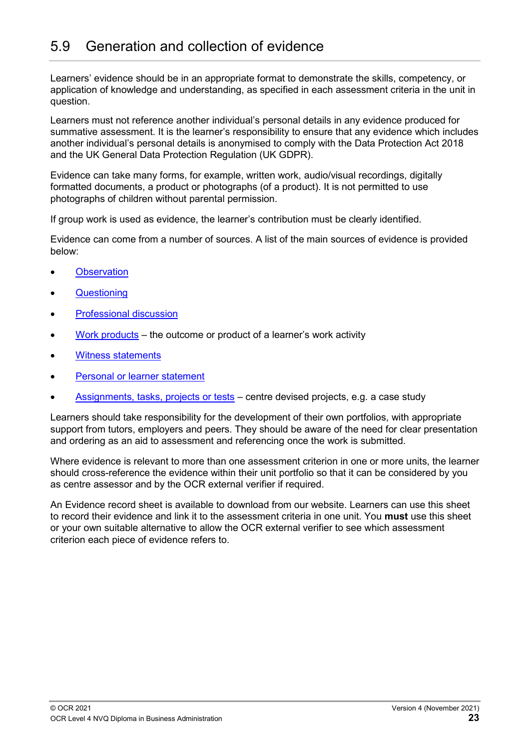## 5.9 Generation and collection of evidence

Learners' evidence should be in an appropriate format to demonstrate the skills, competency, or application of knowledge and understanding, as specified in each assessment criteria in the unit in question.

Learners must not reference another individual's personal details in any evidence produced for summative assessment. It is the learner's responsibility to ensure that any evidence which includes another individual's personal details is anonymised to comply with the Data Protection Act 2018 and the UK General Data Protection Regulation (UK GDPR).

Evidence can take many forms, for example, written work, audio/visual recordings, digitally formatted documents, a product or photographs (of a product). It is not permitted to use photographs of children without parental permission.

If group work is used as evidence, the learner's contribution must be clearly identified.

Evidence can come from a number of sources. A list of the main sources of evidence is provided below:

- Observation
- Questioning
- Professional discussion
- Work products – the outcome or product of a learner's work activity
- Witness statements
- Personal or learner statement
- Assignments, tasks, projects or tests – centre devised projects, e.g. a case study

Learners should take responsibility for the development of their own portfolios, with appropriate support from tutors, employers and peers. They should be aware of the need for clear presentation and ordering as an aid to assessment and referencing once the work is submitted.

Where evidence is relevant to more than one assessment criterion in one or more units, the learner should cross-reference the evidence within their unit portfolio so that it can be considered by you as centre assessor and by the OCR external verifier if required.

An Evidence record sheet is available to download from our website. Learners can use this sheet to record their evidence and link it to the assessment criteria in one unit. You **must** use this sheet or your own suitable alternative to allow the OCR external verifier to see which assessment criterion each piece of evidence refers to.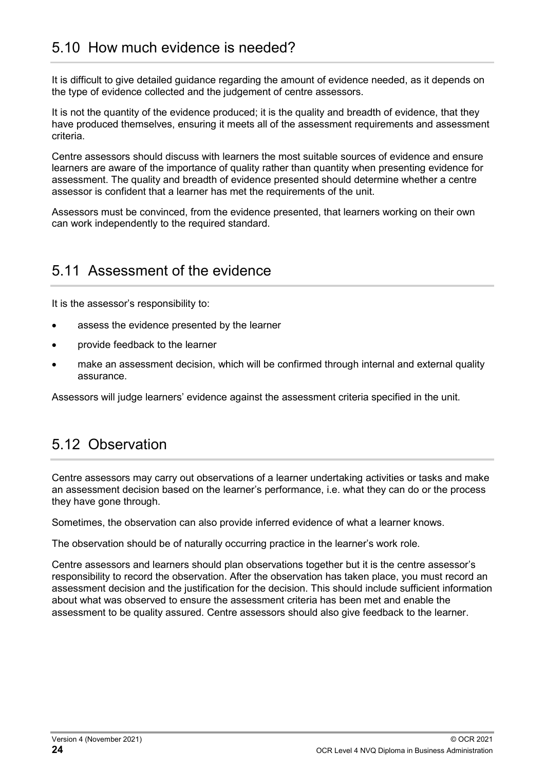## 5.10 How much evidence is needed?

It is difficult to give detailed guidance regarding the amount of evidence needed, as it depends on the type of evidence collected and the judgement of centre assessors.

It is not the quantity of the evidence produced; it is the quality and breadth of evidence, that they have produced themselves, ensuring it meets all of the assessment requirements and assessment criteria.

Centre assessors should discuss with learners the most suitable sources of evidence and ensure learners are aware of the importance of quality rather than quantity when presenting evidence for assessment. The quality and breadth of evidence presented should determine whether a centre assessor is confident that a learner has met the requirements of the unit.

Assessors must be convinced, from the evidence presented, that learners working on their own can work independently to the required standard.

## 5.11 Assessment of the evidence

It is the assessor's responsibility to:

- assess the evidence presented by the learner
- provide feedback to the learner
- make an assessment decision, which will be confirmed through internal and external quality assurance.

Assessors will judge learners' evidence against the assessment criteria specified in the unit.

## 5.12 Observation

Centre assessors may carry out observations of a learner undertaking activities or tasks and make an assessment decision based on the learner's performance, i.e. what they can do or the process they have gone through.

Sometimes, the observation can also provide inferred evidence of what a learner knows.

The observation should be of naturally occurring practice in the learner's work role.

Centre assessors and learners should plan observations together but it is the centre assessor's responsibility to record the observation. After the observation has taken place, you must record an assessment decision and the justification for the decision. This should include sufficient information about what was observed to ensure the assessment criteria has been met and enable the assessment to be quality assured. Centre assessors should also give feedback to the learner.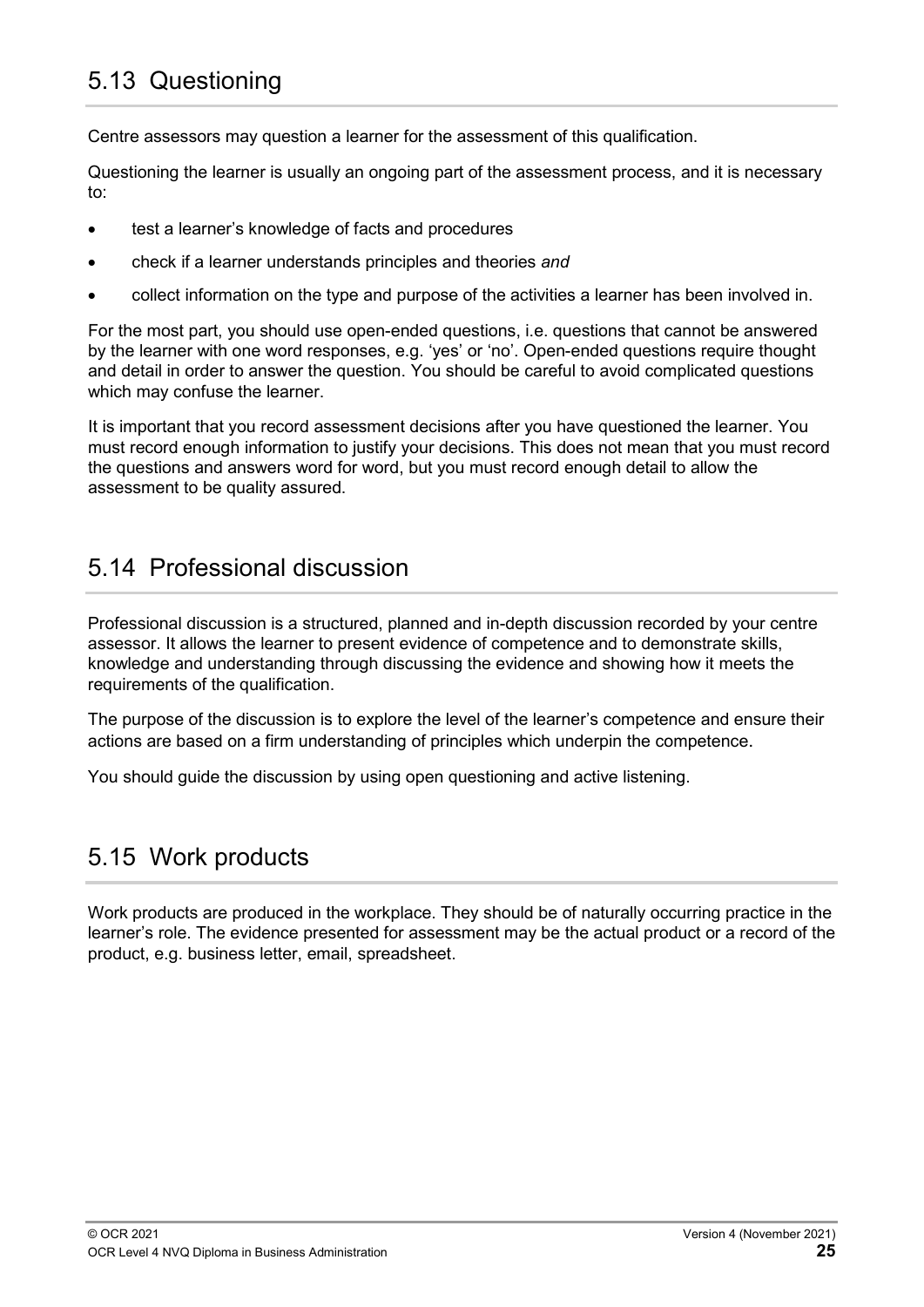## 5.13 Questioning

Centre assessors may question a learner for the assessment of this qualification.

Questioning the learner is usually an ongoing part of the assessment process, and it is necessary to:

- test a learner's knowledge of facts and procedures
- check if a learner understands principles and theories *and*
- collect information on the type and purpose of the activities a learner has been involved in.

For the most part, you should use open-ended questions, i.e. questions that cannot be answered by the learner with one word responses, e.g. 'yes' or 'no'. Open-ended questions require thought and detail in order to answer the question. You should be careful to avoid complicated questions which may confuse the learner.

It is important that you record assessment decisions after you have questioned the learner. You must record enough information to justify your decisions. This does not mean that you must record the questions and answers word for word, but you must record enough detail to allow the assessment to be quality assured.

## 5.14 Professional discussion

Professional discussion is a structured, planned and in-depth discussion recorded by your centre assessor. It allows the learner to present evidence of competence and to demonstrate skills, knowledge and understanding through discussing the evidence and showing how it meets the requirements of the qualification.

The purpose of the discussion is to explore the level of the learner's competence and ensure their actions are based on a firm understanding of principles which underpin the competence.

You should guide the discussion by using open questioning and active listening.

## 5.15 Work products

Work products are produced in the workplace. They should be of naturally occurring practice in the learner's role. The evidence presented for assessment may be the actual product or a record of the product, e.g. business letter, email, spreadsheet.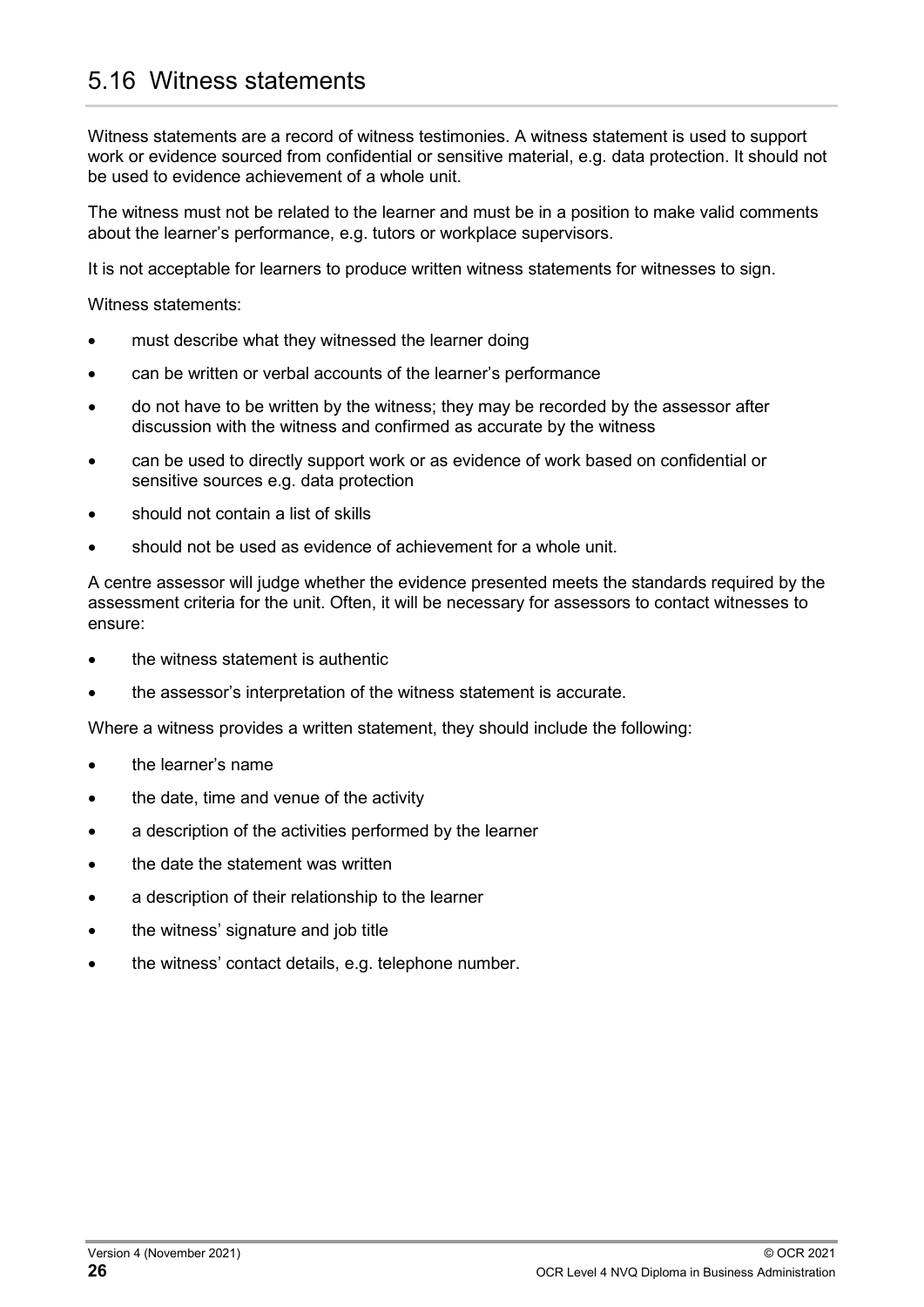## 5.16 Witness statements

Witness statements are a record of witness testimonies. A witness statement is used to support work or evidence sourced from confidential or sensitive material, e.g. data protection. It should not be used to evidence achievement of a whole unit.

The witness must not be related to the learner and must be in a position to make valid comments about the learner's performance, e.g. tutors or workplace supervisors.

It is not acceptable for learners to produce written witness statements for witnesses to sign.

Witness statements:

- must describe what they witnessed the learner doing
- can be written or verbal accounts of the learner's performance
- do not have to be written by the witness; they may be recorded by the assessor after discussion with the witness and confirmed as accurate by the witness
- can be used to directly support work or as evidence of work based on confidential or sensitive sources e.g. data protection
- should not contain a list of skills
- should not be used as evidence of achievement for a whole unit.

A centre assessor will judge whether the evidence presented meets the standards required by the assessment criteria for the unit. Often, it will be necessary for assessors to contact witnesses to ensure:

- the witness statement is authentic
- the assessor's interpretation of the witness statement is accurate.

Where a witness provides a written statement, they should include the following:

- the learner's name
- the date, time and venue of the activity
- a description of the activities performed by the learner
- the date the statement was written
- a description of their relationship to the learner
- the witness' signature and job title
- the witness' contact details, e.g. telephone number.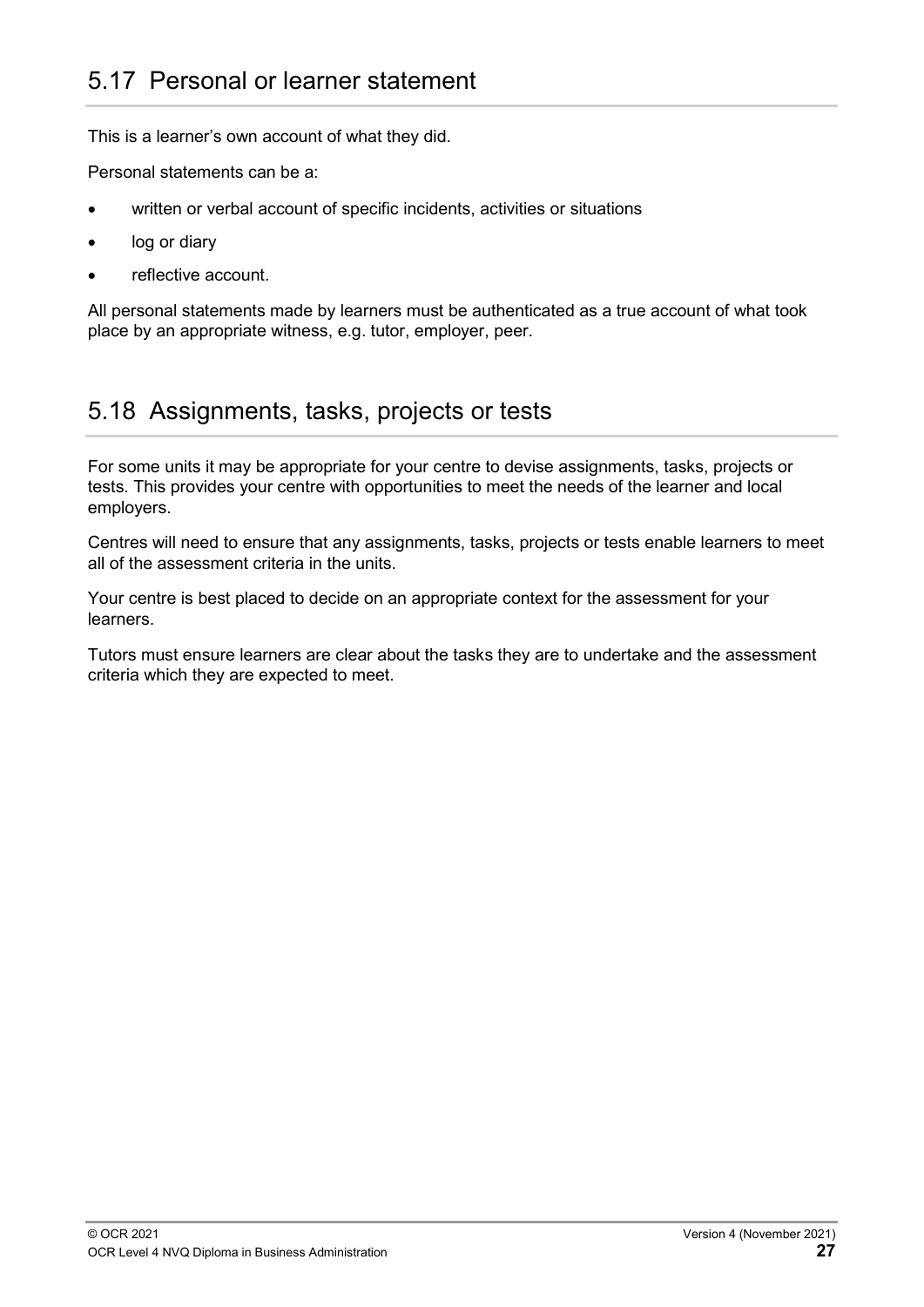## 5.17 Personal or learner statement

This is a learner's own account of what they did.

Personal statements can be a:

- written or verbal account of specific incidents, activities or situations
- log or diary
- reflective account.

All personal statements made by learners must be authenticated as a true account of what took place by an appropriate witness, e.g. tutor, employer, peer.

## 5.18 Assignments, tasks, projects or tests

For some units it may be appropriate for your centre to devise assignments, tasks, projects or tests. This provides your centre with opportunities to meet the needs of the learner and local employers.

Centres will need to ensure that any assignments, tasks, projects or tests enable learners to meet all of the assessment criteria in the units.

Your centre is best placed to decide on an appropriate context for the assessment for your learners.

Tutors must ensure learners are clear about the tasks they are to undertake and the assessment criteria which they are expected to meet.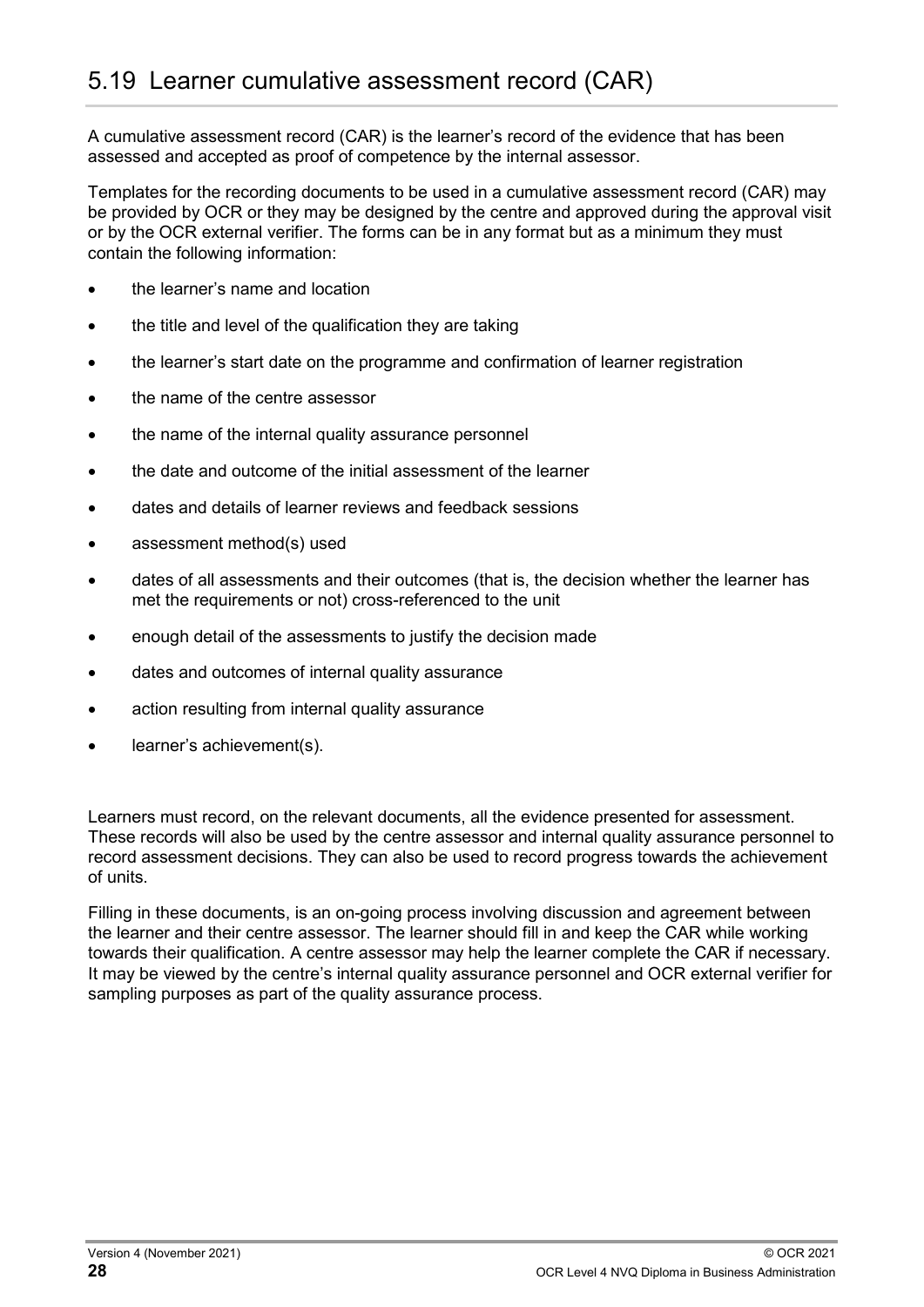## 5.19 Learner cumulative assessment record (CAR)

A cumulative assessment record (CAR) is the learner's record of the evidence that has been assessed and accepted as proof of competence by the internal assessor.

Templates for the recording documents to be used in a cumulative assessment record (CAR) may be provided by OCR or they may be designed by the centre and approved during the approval visit or by the OCR external verifier. The forms can be in any format but as a minimum they must contain the following information:

- the learner's name and location
- the title and level of the qualification they are taking
- the learner's start date on the programme and confirmation of learner registration
- the name of the centre assessor
- the name of the internal quality assurance personnel
- the date and outcome of the initial assessment of the learner
- dates and details of learner reviews and feedback sessions
- assessment method(s) used
- dates of all assessments and their outcomes (that is, the decision whether the learner has met the requirements or not) cross-referenced to the unit
- enough detail of the assessments to justify the decision made
- dates and outcomes of internal quality assurance
- action resulting from internal quality assurance
- learner's achievement(s).

Learners must record, on the relevant documents, all the evidence presented for assessment. These records will also be used by the centre assessor and internal quality assurance personnel to record assessment decisions. They can also be used to record progress towards the achievement of units.

Filling in these documents, is an on-going process involving discussion and agreement between the learner and their centre assessor. The learner should fill in and keep the CAR while working towards their qualification. A centre assessor may help the learner complete the CAR if necessary. It may be viewed by the centre's internal quality assurance personnel and OCR external verifier for sampling purposes as part of the quality assurance process.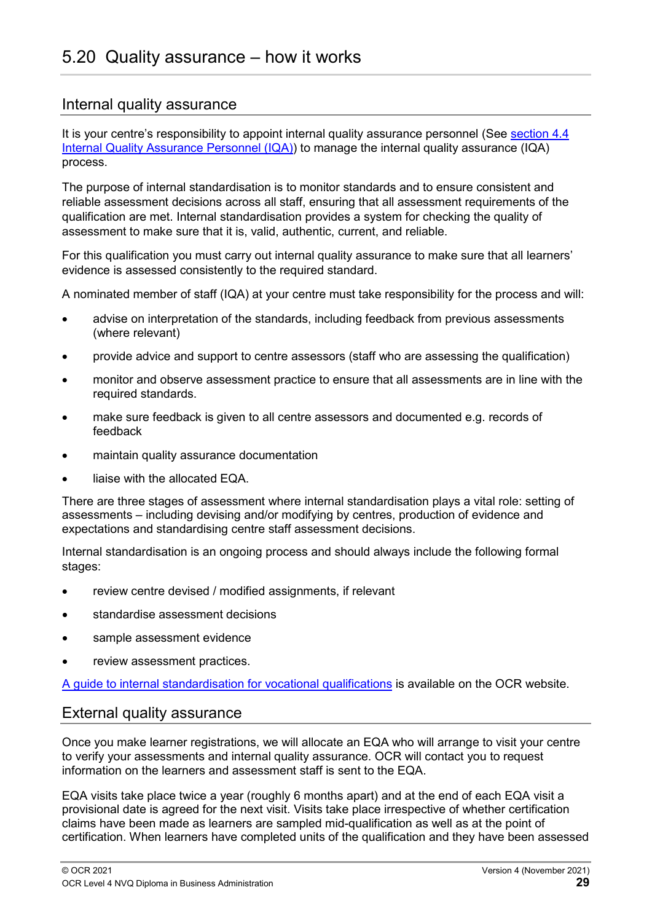## 5.20 Quality assurance – how it works

### Internal quality assurance

It is your centre's responsibility to appoint internal quality assurance personnel (See section 4.4 Internal Quality Assurance Personnel (IQA)) to manage the internal quality assurance (IQA) process.

The purpose of internal standardisation is to monitor standards and to ensure consistent and reliable assessment decisions across all staff, ensuring that all assessment requirements of the qualification are met. Internal standardisation provides a system for checking the quality of assessment to make sure that it is, valid, authentic, current, and reliable.

For this qualification you must carry out internal quality assurance to make sure that all learners' evidence is assessed consistently to the required standard.

A nominated member of staff (IQA) at your centre must take responsibility for the process and will:

- advise on interpretation of the standards, including feedback from previous assessments (where relevant)
- provide advice and support to centre assessors (staff who are assessing the qualification)
- monitor and observe assessment practice to ensure that all assessments are in line with the required standards.
- make sure feedback is given to all centre assessors and documented e.g. records of feedback
- maintain quality assurance documentation
- liaise with the allocated EQA.

There are three stages of assessment where internal standardisation plays a vital role: setting of assessments – including devising and/or modifying by centres, production of evidence and expectations and standardising centre staff assessment decisions.

Internal standardisation is an ongoing process and should always include the following formal stages:

- review centre devised / modified assignments, if relevant
- standardise assessment decisions
- sample assessment evidence
- review assessment practices.

A guide to internal standardisation for vocational qualifications is available on the OCR website.

### External quality assurance

Once you make learner registrations, we will allocate an EQA who will arrange to visit your centre to verify your assessments and internal quality assurance. OCR will contact you to request information on the learners and assessment staff is sent to the EQA.

EQA visits take place twice a year (roughly 6 months apart) and at the end of each EQA visit a provisional date is agreed for the next visit. Visits take place irrespective of whether certification claims have been made as learners are sampled mid-qualification as well as at the point of certification. When learners have completed units of the qualification and they have been assessed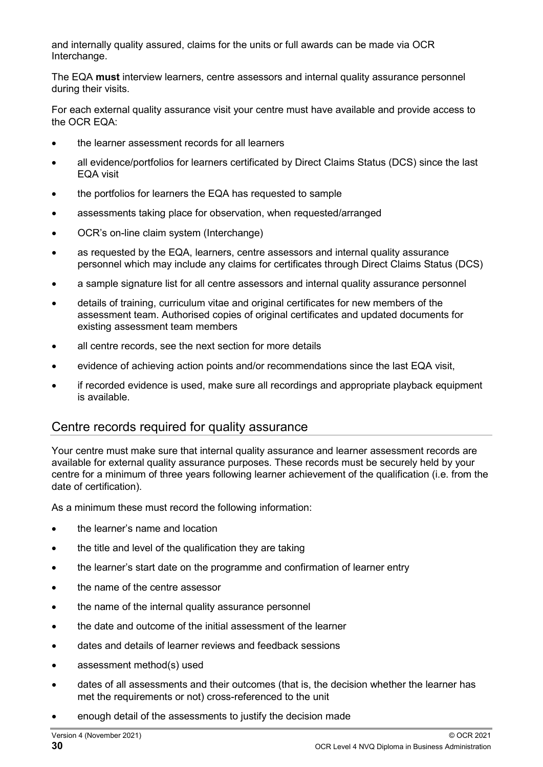and internally quality assured, claims for the units or full awards can be made via OCR Interchange.

The EQA **must** interview learners, centre assessors and internal quality assurance personnel during their visits.

For each external quality assurance visit your centre must have available and provide access to the OCR EQA:

- the learner assessment records for all learners
- all evidence/portfolios for learners certificated by Direct Claims Status (DCS) since the last EQA visit
- the portfolios for learners the EQA has requested to sample
- assessments taking place for observation, when requested/arranged
- OCR's on-line claim system (Interchange)
- as requested by the EQA, learners, centre assessors and internal quality assurance personnel which may include any claims for certificates through Direct Claims Status (DCS)
- a sample signature list for all centre assessors and internal quality assurance personnel
- details of training, curriculum vitae and original certificates for new members of the assessment team. Authorised copies of original certificates and updated documents for existing assessment team members
- all centre records, see the next section for more details
- evidence of achieving action points and/or recommendations since the last EQA visit,
- if recorded evidence is used, make sure all recordings and appropriate playback equipment is available.

## Centre records required for quality assurance

Your centre must make sure that internal quality assurance and learner assessment records are available for external quality assurance purposes. These records must be securely held by your centre for a minimum of three years following learner achievement of the qualification (i.e. from the date of certification).

As a minimum these must record the following information:

- the learner's name and location
- the title and level of the qualification they are taking
- the learner's start date on the programme and confirmation of learner entry
- the name of the centre assessor
- the name of the internal quality assurance personnel
- the date and outcome of the initial assessment of the learner
- dates and details of learner reviews and feedback sessions
- assessment method(s) used
- dates of all assessments and their outcomes (that is, the decision whether the learner has met the requirements or not) cross-referenced to the unit
- enough detail of the assessments to justify the decision made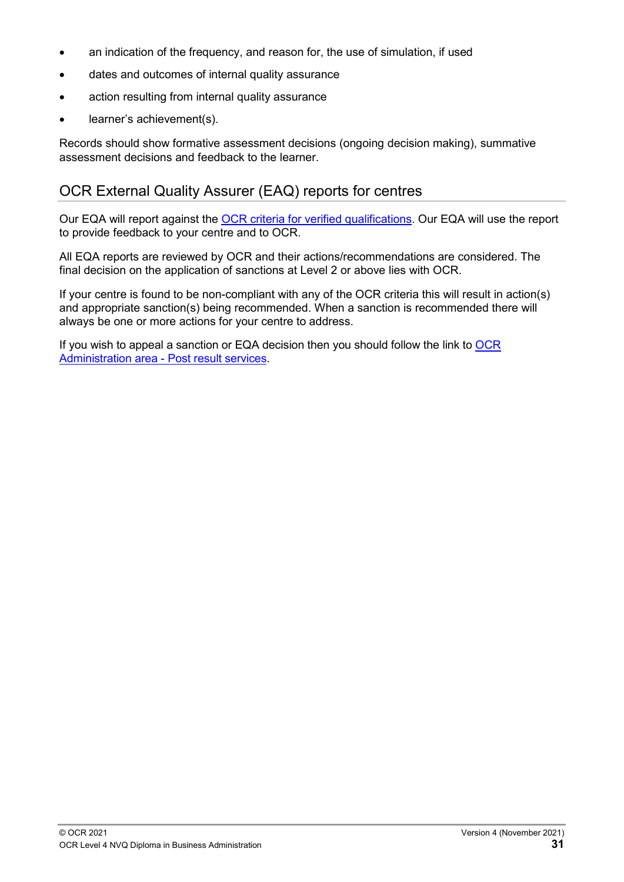- an indication of the frequency, and reason for, the use of simulation, if used
- dates and outcomes of internal quality assurance
- action resulting from internal quality assurance
- learner's achievement(s).

Records should show formative assessment decisions (ongoing decision making), summative assessment decisions and feedback to the learner.

## OCR External Quality Assurer (EAQ) reports for centres

Our EQA will report against the [OCR criteria for verified qualifications](). Our EQA will use the report to provide feedback to your centre and to OCR.

All EQA reports are reviewed by OCR and their actions/recommendations are considered. The final decision on the application of sanctions at Level 2 or above lies with OCR.

If your centre is found to be non-compliant with any of the OCR criteria this will result in action(s) and appropriate sanction(s) being recommended. When a sanction is recommended there will always be one or more actions for your centre to address.

If you wish to appeal a sanction or EQA decision then you should follow the link to [OCR Administration area - Post result services]().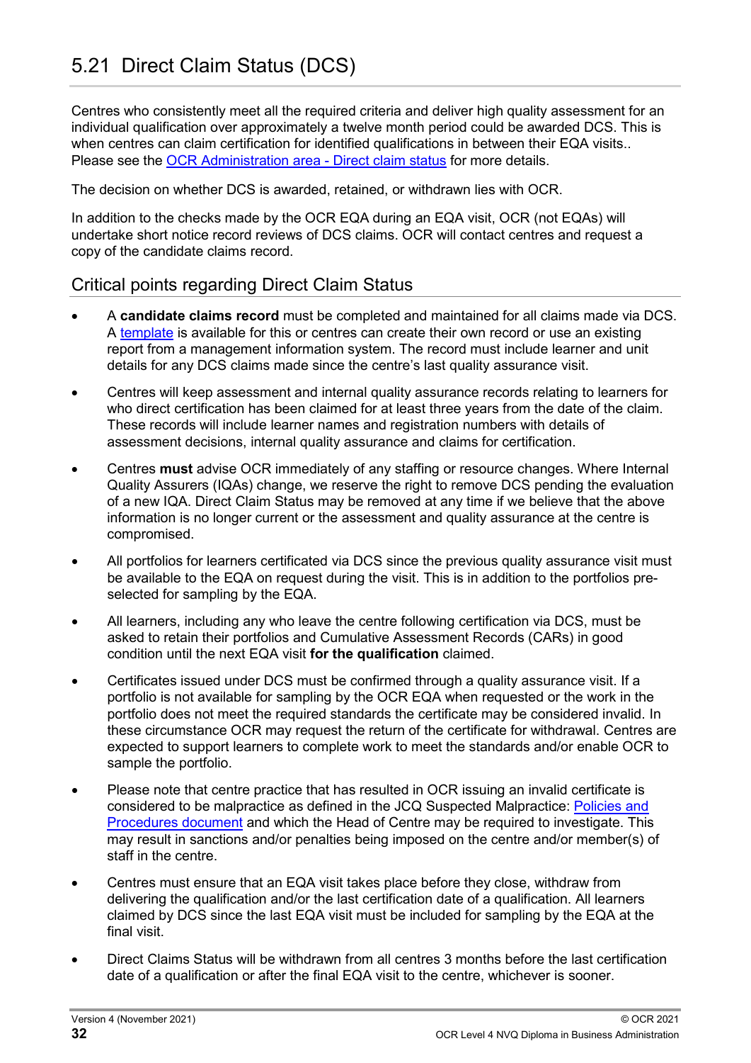## 5.21 Direct Claim Status (DCS)

Centres who consistently meet all the required criteria and deliver high quality assessment for an individual qualification over approximately a twelve month period could be awarded DCS. This is when centres can claim certification for identified qualifications in between their EQA visits.. Please see the [OCR Administration area - Direct claim status]() for more details.

The decision on whether DCS is awarded, retained, or withdrawn lies with OCR.

In addition to the checks made by the OCR EQA during an EQA visit, OCR (not EQAs) will undertake short notice record reviews of DCS claims. OCR will contact centres and request a copy of the candidate claims record.

### Critical points regarding Direct Claim Status

- A **candidate claims record** must be completed and maintained for all claims made via DCS. A [template]() is available for this or centres can create their own record or use an existing report from a management information system. The record must include learner and unit details for any DCS claims made since the centre's last quality assurance visit.
- Centres will keep assessment and internal quality assurance records relating to learners for who direct certification has been claimed for at least three years from the date of the claim. These records will include learner names and registration numbers with details of assessment decisions, internal quality assurance and claims for certification.
- Centres **must** advise OCR immediately of any staffing or resource changes. Where Internal Quality Assurers (IQAs) change, we reserve the right to remove DCS pending the evaluation of a new IQA. Direct Claim Status may be removed at any time if we believe that the above information is no longer current or the assessment and quality assurance at the centre is compromised.
- All portfolios for learners certificated via DCS since the previous quality assurance visit must be available to the EQA on request during the visit. This is in addition to the portfolios pre-selected for sampling by the EQA.
- All learners, including any who leave the centre following certification via DCS, must be asked to retain their portfolios and Cumulative Assessment Records (CARs) in good condition until the next EQA visit **for the qualification** claimed.
- Certificates issued under DCS must be confirmed through a quality assurance visit. If a portfolio is not available for sampling by the OCR EQA when requested or the work in the portfolio does not meet the required standards the certificate may be considered invalid. In these circumstance OCR may request the return of the certificate for withdrawal. Centres are expected to support learners to complete work to meet the standards and/or enable OCR to sample the portfolio.
- Please note that centre practice that has resulted in OCR issuing an invalid certificate is considered to be malpractice as defined in the JCQ Suspected Malpractice: [Policies and Procedures document]() and which the Head of Centre may be required to investigate. This may result in sanctions and/or penalties being imposed on the centre and/or member(s) of staff in the centre.
- Centres must ensure that an EQA visit takes place before they close, withdraw from delivering the qualification and/or the last certification date of a qualification. All learners claimed by DCS since the last EQA visit must be included for sampling by the EQA at the final visit.
- Direct Claims Status will be withdrawn from all centres 3 months before the last certification date of a qualification or after the final EQA visit to the centre, whichever is sooner.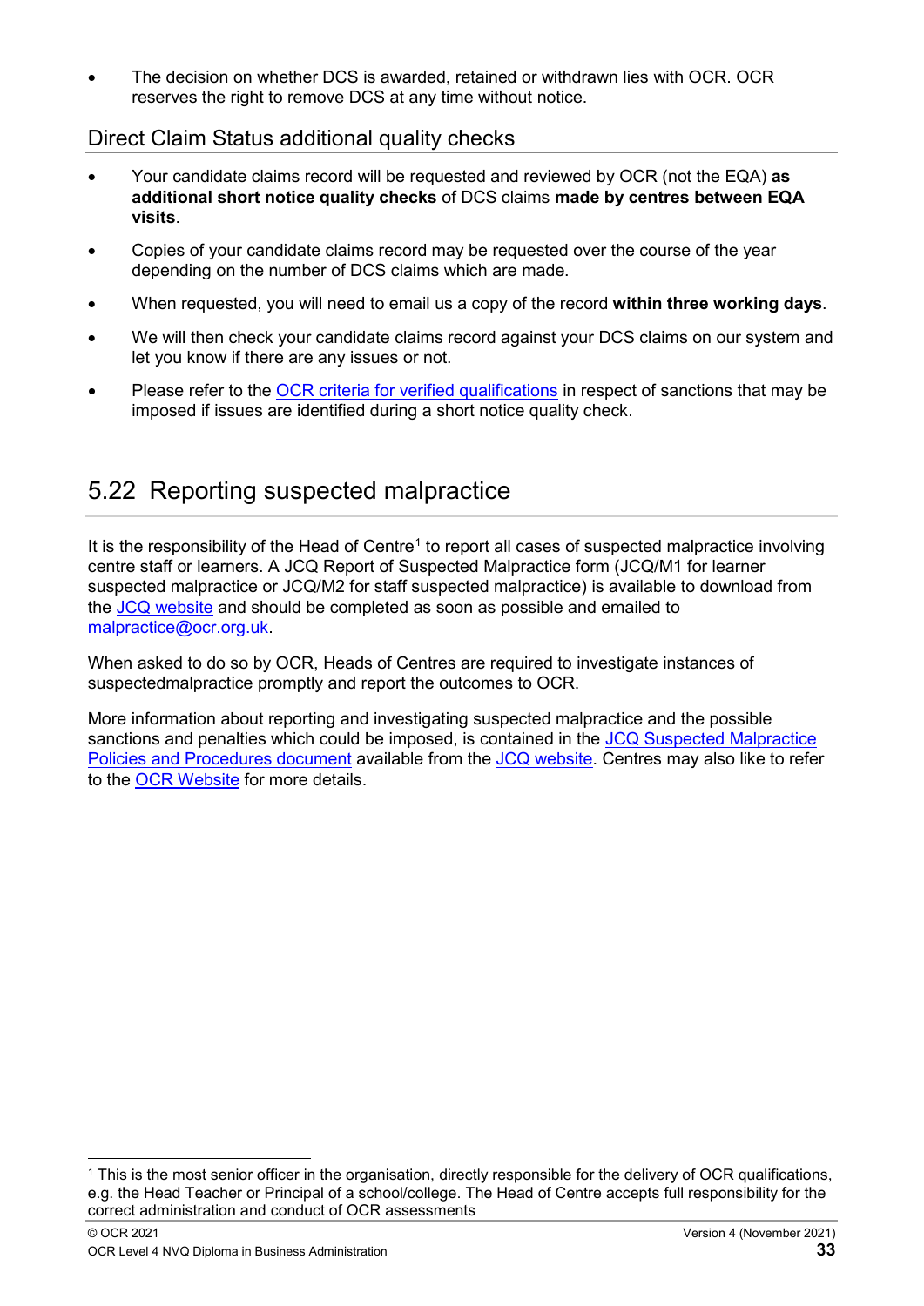- The decision on whether DCS is awarded, retained or withdrawn lies with OCR. OCR reserves the right to remove DCS at any time without notice.

### Direct Claim Status additional quality checks

- Your candidate claims record will be requested and reviewed by OCR (not the EQA) **as additional short notice quality checks** of DCS claims **made by centres between EQA visits**.
- Copies of your candidate claims record may be requested over the course of the year depending on the number of DCS claims which are made.
- When requested, you will need to email us a copy of the record **within three working days**.
- We will then check your candidate claims record against your DCS claims on our system and let you know if there are any issues or not.
- Please refer to the OCR criteria for verified qualifications in respect of sanctions that may be imposed if issues are identified during a short notice quality check.

## 5.22 Reporting suspected malpractice

It is the responsibility of the Head of Centre[1] to report all cases of suspected malpractice involving centre staff or learners. A JCQ Report of Suspected Malpractice form (JCQ/M1 for learner suspected malpractice or JCQ/M2 for staff suspected malpractice) is available to download from the JCQ website and should be completed as soon as possible and emailed to malpractice@ocr.org.uk.

When asked to do so by OCR, Heads of Centres are required to investigate instances of suspectedmalpractice promptly and report the outcomes to OCR.

More information about reporting and investigating suspected malpractice and the possible sanctions and penalties which could be imposed, is contained in the JCQ Suspected Malpractice Policies and Procedures document available from the JCQ website. Centres may also like to refer to the OCR Website for more details.

[1] This is the most senior officer in the organisation, directly responsible for the delivery of OCR qualifications, e.g. the Head Teacher or Principal of a school/college. The Head of Centre accepts full responsibility for the correct administration and conduct of OCR assessments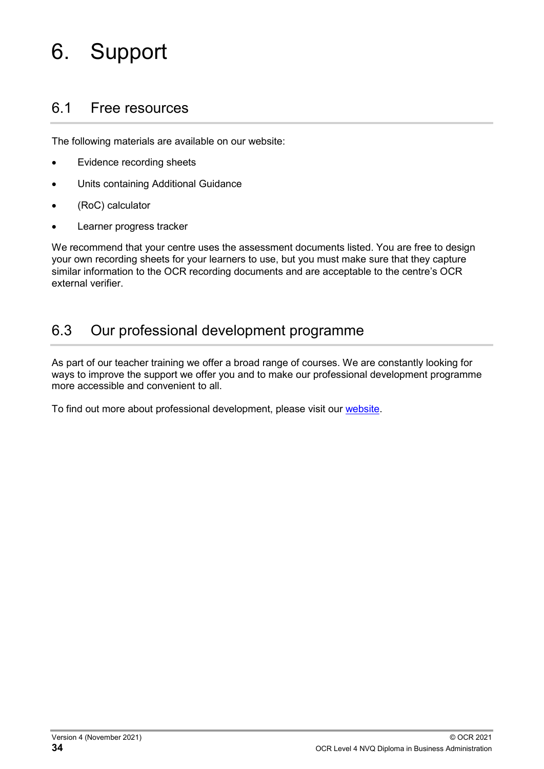# 6. Support

## 6.1 Free resources

The following materials are available on our website:

- Evidence recording sheets
- Units containing Additional Guidance
- (RoC) calculator
- Learner progress tracker

We recommend that your centre uses the assessment documents listed. You are free to design your own recording sheets for your learners to use, but you must make sure that they capture similar information to the OCR recording documents and are acceptable to the centre's OCR external verifier.

## 6.3 Our professional development programme

As part of our teacher training we offer a broad range of courses. We are constantly looking for ways to improve the support we offer you and to make our professional development programme more accessible and convenient to all.

To find out more about professional development, please visit our website.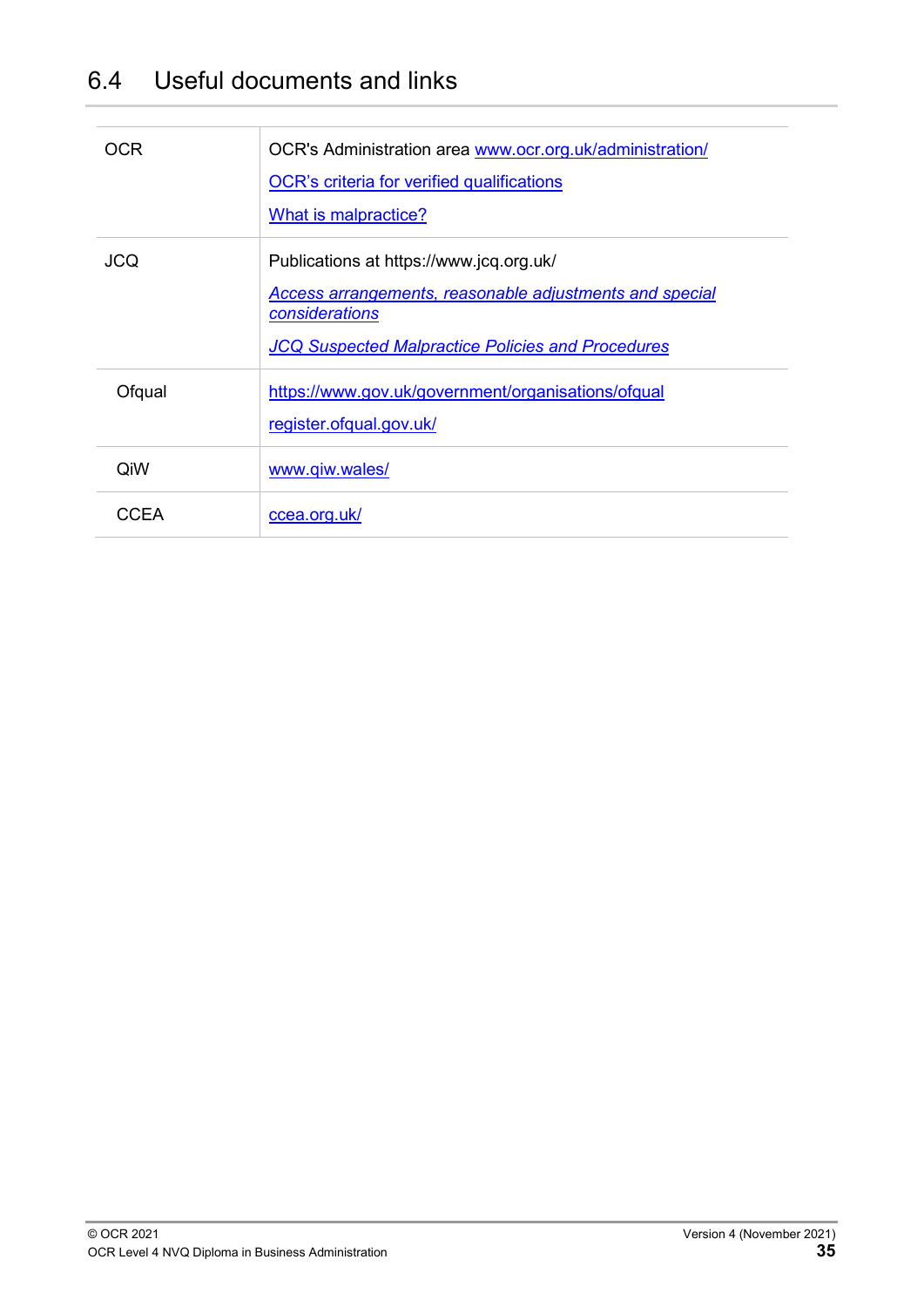## 6.4 Useful documents and links

| | |
|---|---|
| OCR | OCR's Administration area www.ocr.org.uk/administration/<br><br>OCR's criteria for verified qualifications<br><br>What is malpractice? |
| JCQ | Publications at https://www.jcq.org.uk/<br><br>*Access arrangements, reasonable adjustments and special considerations*<br><br>*JCQ Suspected Malpractice Policies and Procedures* |
| Ofqual | https://www.gov.uk/government/organisations/ofqual<br><br>register.ofqual.gov.uk/ |
| QiW | www.qiw.wales/ |
| CCEA | ccea.org.uk/ |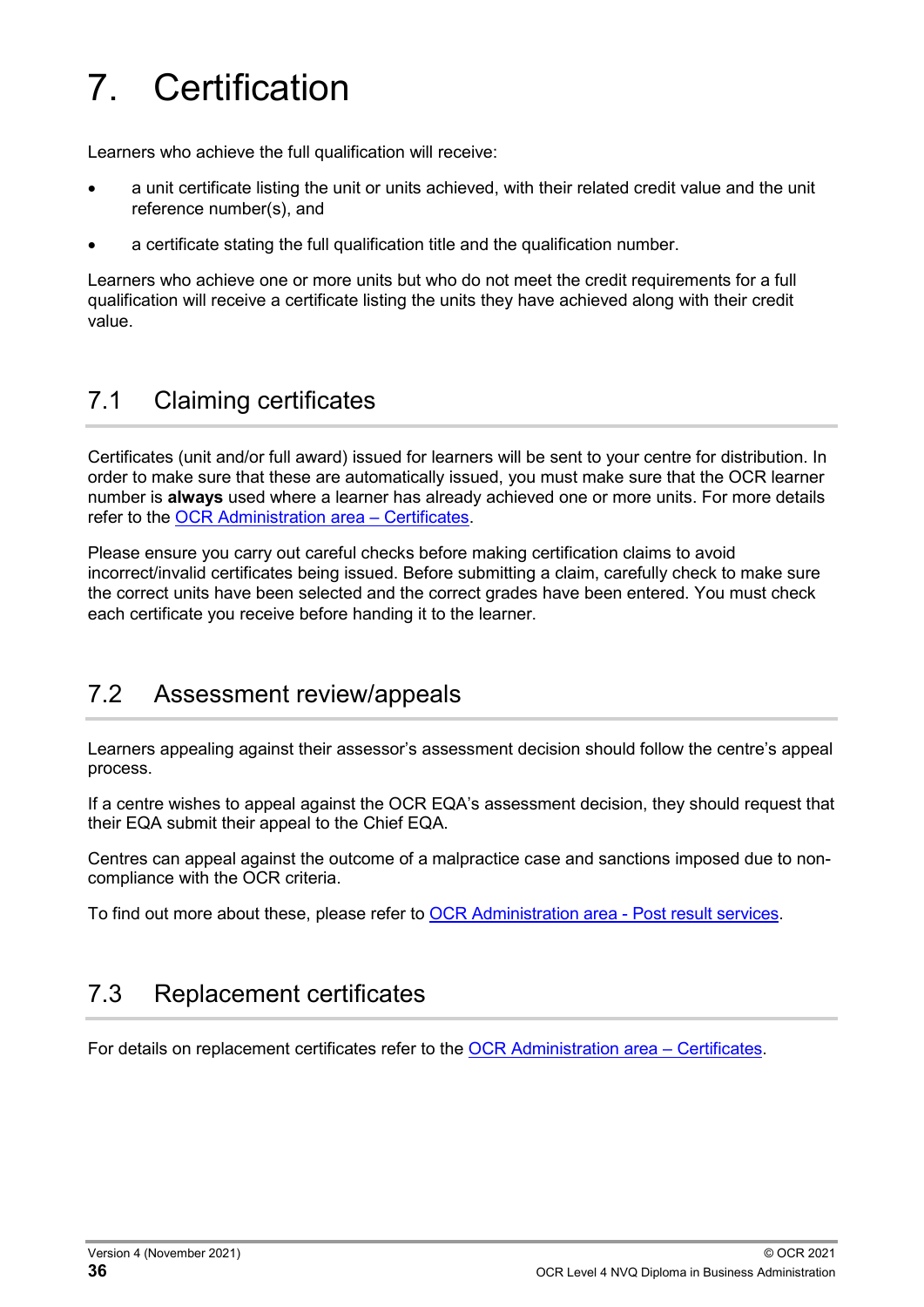# 7. Certification

Learners who achieve the full qualification will receive:

- a unit certificate listing the unit or units achieved, with their related credit value and the unit reference number(s), and
- a certificate stating the full qualification title and the qualification number.

Learners who achieve one or more units but who do not meet the credit requirements for a full qualification will receive a certificate listing the units they have achieved along with their credit value.

## 7.1 Claiming certificates

Certificates (unit and/or full award) issued for learners will be sent to your centre for distribution. In order to make sure that these are automatically issued, you must make sure that the OCR learner number is **always** used where a learner has already achieved one or more units. For more details refer to the OCR Administration area – Certificates.

Please ensure you carry out careful checks before making certification claims to avoid incorrect/invalid certificates being issued. Before submitting a claim, carefully check to make sure the correct units have been selected and the correct grades have been entered. You must check each certificate you receive before handing it to the learner.

## 7.2 Assessment review/appeals

Learners appealing against their assessor's assessment decision should follow the centre's appeal process.

If a centre wishes to appeal against the OCR EQA's assessment decision, they should request that their EQA submit their appeal to the Chief EQA.

Centres can appeal against the outcome of a malpractice case and sanctions imposed due to non-compliance with the OCR criteria.

To find out more about these, please refer to OCR Administration area - Post result services.

## 7.3 Replacement certificates

For details on replacement certificates refer to the OCR Administration area – Certificates.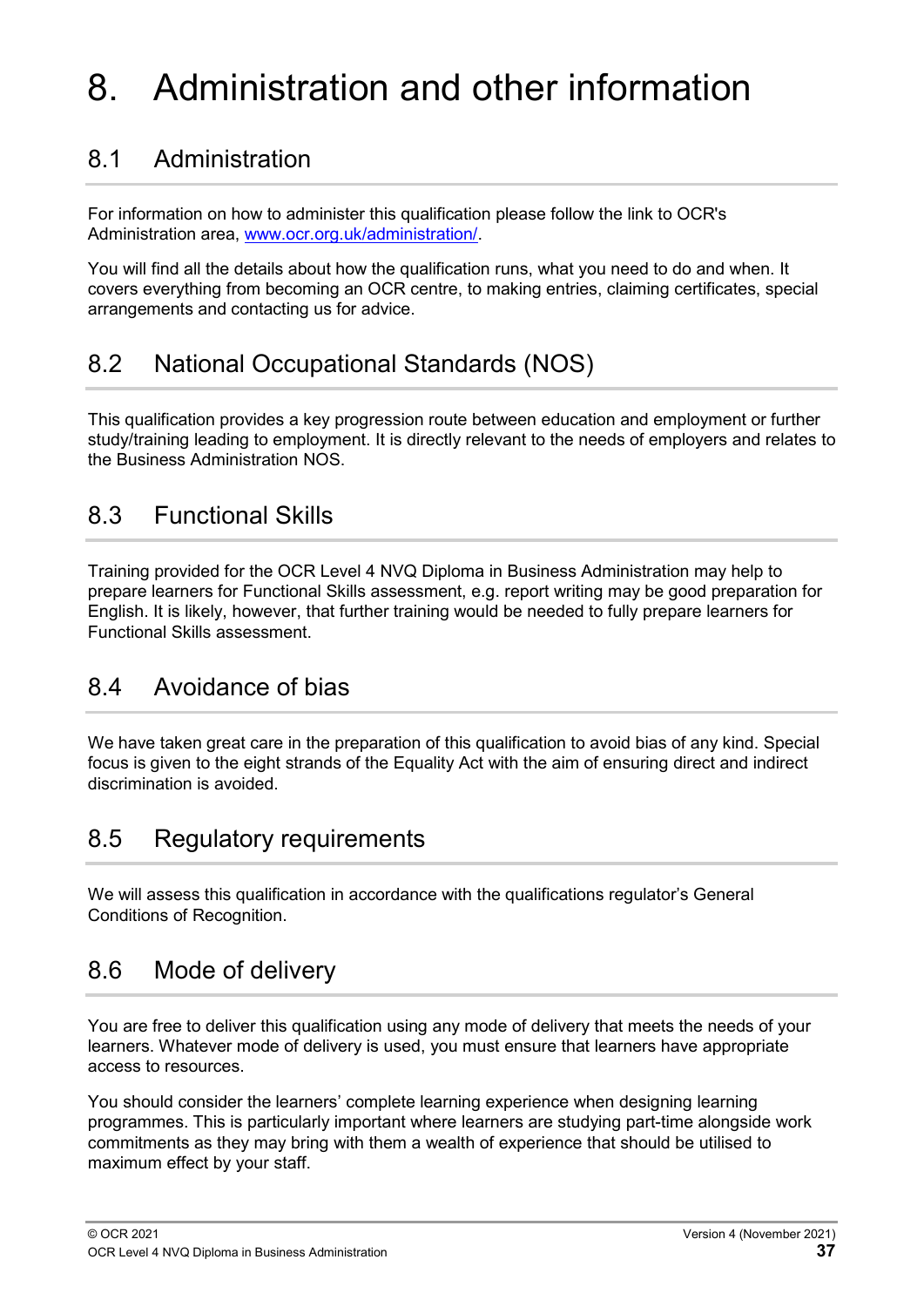# 8. Administration and other information

## 8.1 Administration

For information on how to administer this qualification please follow the link to OCR's Administration area, [www.ocr.org.uk/administration/](www.ocr.org.uk/administration/).

You will find all the details about how the qualification runs, what you need to do and when. It covers everything from becoming an OCR centre, to making entries, claiming certificates, special arrangements and contacting us for advice.

## 8.2 National Occupational Standards (NOS)

This qualification provides a key progression route between education and employment or further study/training leading to employment. It is directly relevant to the needs of employers and relates to the Business Administration NOS.

## 8.3 Functional Skills

Training provided for the OCR Level 4 NVQ Diploma in Business Administration may help to prepare learners for Functional Skills assessment, e.g. report writing may be good preparation for English. It is likely, however, that further training would be needed to fully prepare learners for Functional Skills assessment.

## 8.4 Avoidance of bias

We have taken great care in the preparation of this qualification to avoid bias of any kind. Special focus is given to the eight strands of the Equality Act with the aim of ensuring direct and indirect discrimination is avoided.

## 8.5 Regulatory requirements

We will assess this qualification in accordance with the qualifications regulator's General Conditions of Recognition.

## 8.6 Mode of delivery

You are free to deliver this qualification using any mode of delivery that meets the needs of your learners. Whatever mode of delivery is used, you must ensure that learners have appropriate access to resources.

You should consider the learners' complete learning experience when designing learning programmes. This is particularly important where learners are studying part-time alongside work commitments as they may bring with them a wealth of experience that should be utilised to maximum effect by your staff.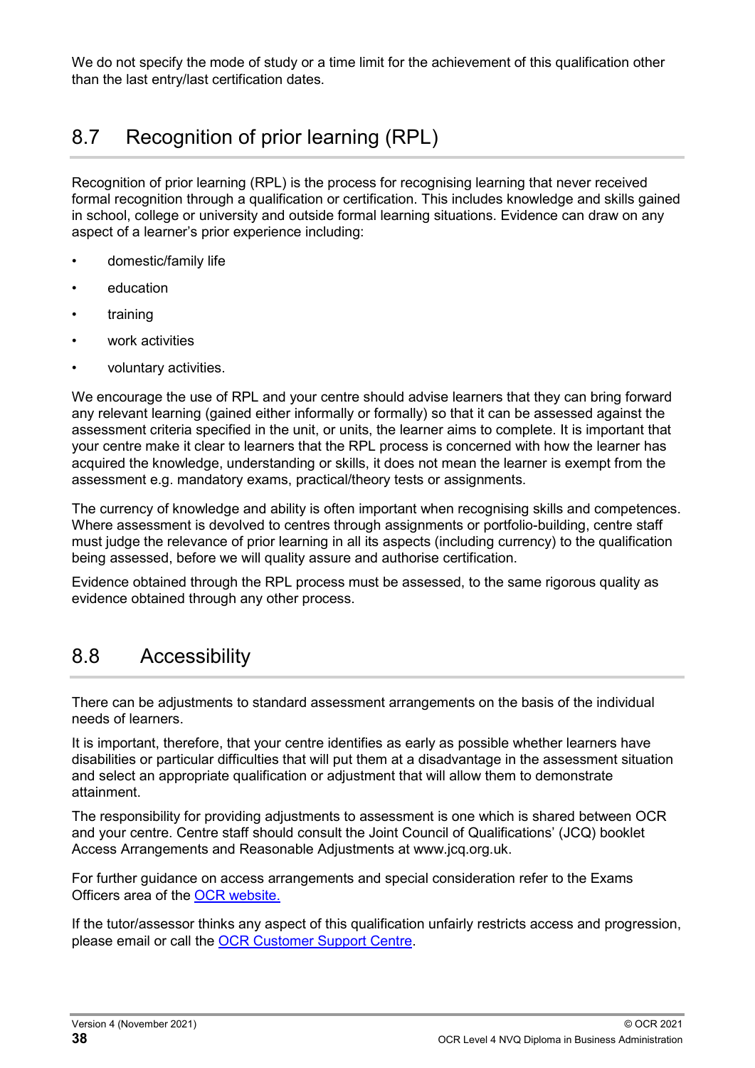We do not specify the mode of study or a time limit for the achievement of this qualification other than the last entry/last certification dates.

## 8.7 Recognition of prior learning (RPL)

Recognition of prior learning (RPL) is the process for recognising learning that never received formal recognition through a qualification or certification. This includes knowledge and skills gained in school, college or university and outside formal learning situations. Evidence can draw on any aspect of a learner's prior experience including:

- domestic/family life
- education
- training
- work activities
- voluntary activities.

We encourage the use of RPL and your centre should advise learners that they can bring forward any relevant learning (gained either informally or formally) so that it can be assessed against the assessment criteria specified in the unit, or units, the learner aims to complete. It is important that your centre make it clear to learners that the RPL process is concerned with how the learner has acquired the knowledge, understanding or skills, it does not mean the learner is exempt from the assessment e.g. mandatory exams, practical/theory tests or assignments.

The currency of knowledge and ability is often important when recognising skills and competences. Where assessment is devolved to centres through assignments or portfolio-building, centre staff must judge the relevance of prior learning in all its aspects (including currency) to the qualification being assessed, before we will quality assure and authorise certification.

Evidence obtained through the RPL process must be assessed, to the same rigorous quality as evidence obtained through any other process.

## 8.8 Accessibility

There can be adjustments to standard assessment arrangements on the basis of the individual needs of learners.

It is important, therefore, that your centre identifies as early as possible whether learners have disabilities or particular difficulties that will put them at a disadvantage in the assessment situation and select an appropriate qualification or adjustment that will allow them to demonstrate attainment.

The responsibility for providing adjustments to assessment is one which is shared between OCR and your centre. Centre staff should consult the Joint Council of Qualifications' (JCQ) booklet Access Arrangements and Reasonable Adjustments at www.jcq.org.uk.

For further guidance on access arrangements and special consideration refer to the Exams Officers area of the OCR website.

If the tutor/assessor thinks any aspect of this qualification unfairly restricts access and progression, please email or call the OCR Customer Support Centre.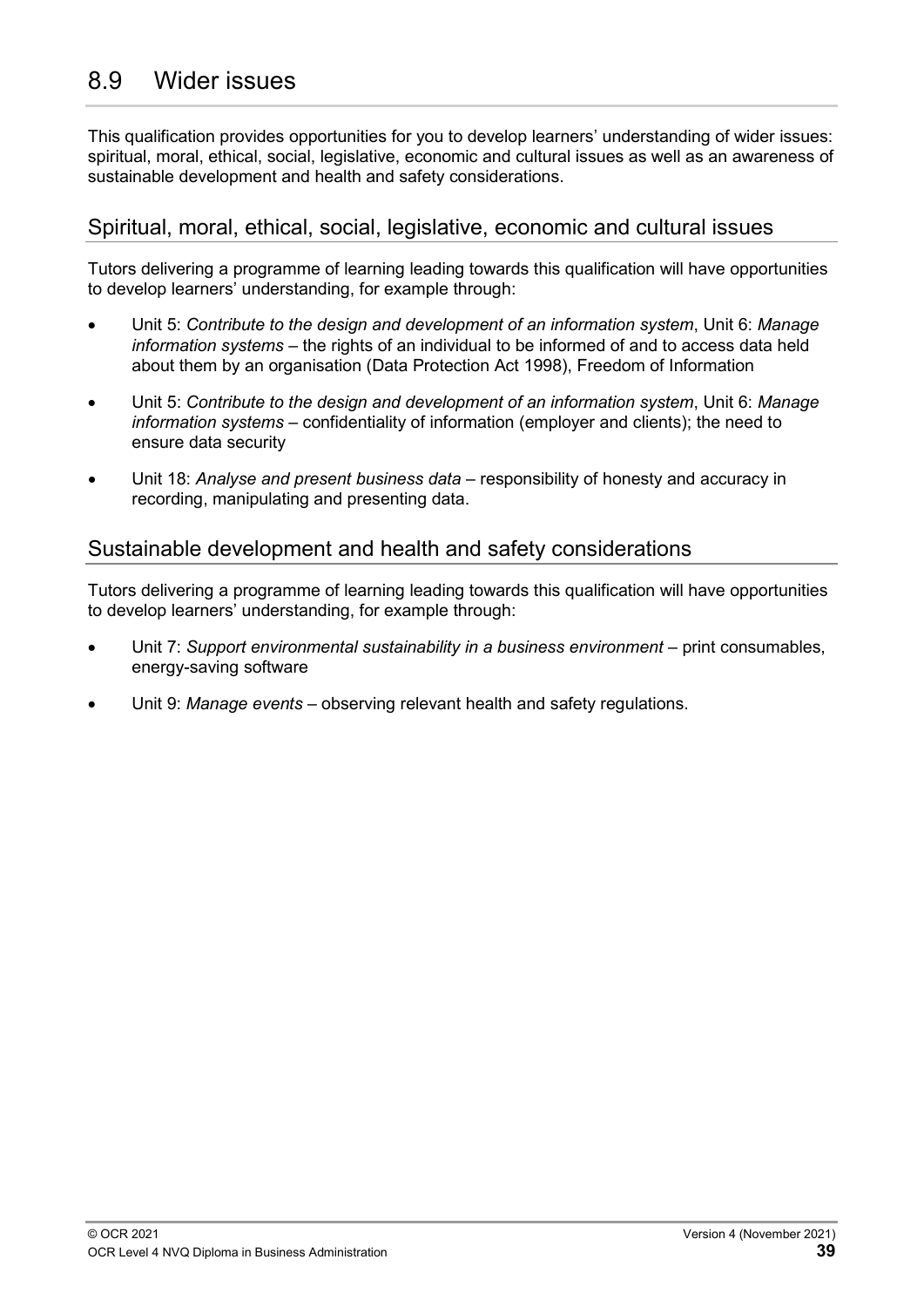## 8.9 Wider issues

This qualification provides opportunities for you to develop learners' understanding of wider issues: spiritual, moral, ethical, social, legislative, economic and cultural issues as well as an awareness of sustainable development and health and safety considerations.

### Spiritual, moral, ethical, social, legislative, economic and cultural issues

Tutors delivering a programme of learning leading towards this qualification will have opportunities to develop learners' understanding, for example through:

- Unit 5: *Contribute to the design and development of an information system*, Unit 6: *Manage information systems* – the rights of an individual to be informed of and to access data held about them by an organisation (Data Protection Act 1998), Freedom of Information
- Unit 5: *Contribute to the design and development of an information system*, Unit 6: *Manage information systems* – confidentiality of information (employer and clients); the need to ensure data security
- Unit 18: *Analyse and present business data* – responsibility of honesty and accuracy in recording, manipulating and presenting data.

### Sustainable development and health and safety considerations

Tutors delivering a programme of learning leading towards this qualification will have opportunities to develop learners' understanding, for example through:

- Unit 7: *Support environmental sustainability in a business environment* – print consumables, energy-saving software
- Unit 9: *Manage events* – observing relevant health and safety regulations.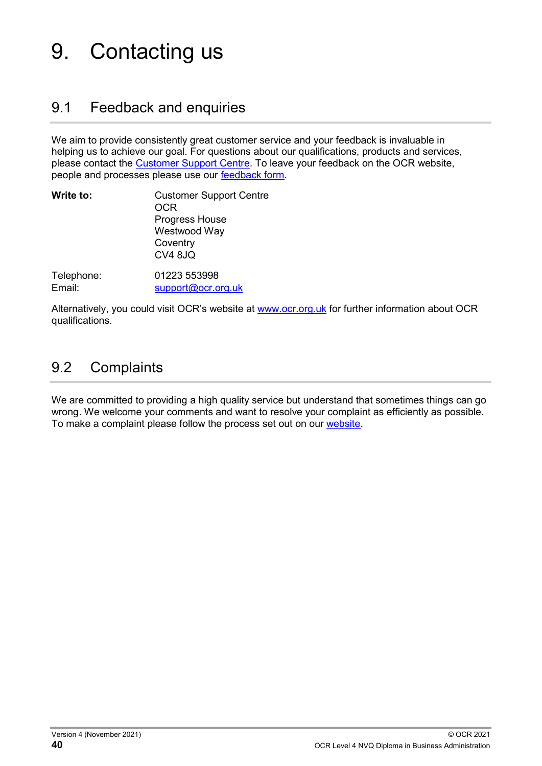# 9. Contacting us

## 9.1 Feedback and enquiries

We aim to provide consistently great customer service and your feedback is invaluable in helping us to achieve our goal. For questions about our qualifications, products and services, please contact the Customer Support Centre. To leave your feedback on the OCR website, people and processes please use our feedback form.

**Write to:**

Customer Support Centre
OCR
Progress House
Westwood Way
Coventry
CV4 8JQ

Telephone: 01223 553998
Email: support@ocr.org.uk

Alternatively, you could visit OCR's website at www.ocr.org.uk for further information about OCR qualifications.

## 9.2 Complaints

We are committed to providing a high quality service but understand that sometimes things can go wrong. We welcome your comments and want to resolve your complaint as efficiently as possible. To make a complaint please follow the process set out on our website.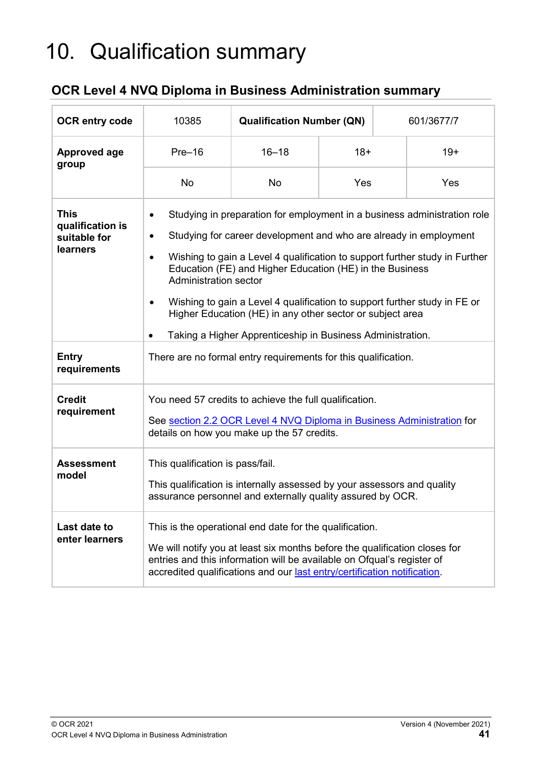# 10. Qualification summary

## OCR Level 4 NVQ Diploma in Business Administration summary

| **OCR entry code** | 10385 | **Qualification Number (QN)** | | 601/3677/7 |
|---|---|---|---|---|
| **Approved age group** | Pre–16 | 16–18 | 18+ | 19+ |
| | No | No | Yes | Yes |
| **This qualification is suitable for learners** | • Studying in preparation for employment in a business administration role<br>• Studying for career development and who are already in employment<br>• Wishing to gain a Level 4 qualification to support further study in Further Education (FE) and Higher Education (HE) in the Business Administration sector<br>• Wishing to gain a Level 4 qualification to support further study in FE or Higher Education (HE) in any other sector or subject area<br>• Taking a Higher Apprenticeship in Business Administration. | | | |
| **Entry requirements** | There are no formal entry requirements for this qualification. | | | |
| **Credit requirement** | You need 57 credits to achieve the full qualification.<br>See section 2.2 OCR Level 4 NVQ Diploma in Business Administration for details on how you make up the 57 credits. | | | |
| **Assessment model** | This qualification is pass/fail.<br>This qualification is internally assessed by your assessors and quality assurance personnel and externally quality assured by OCR. | | | |
| **Last date to enter learners** | This is the operational end date for the qualification.<br>We will notify you at least six months before the qualification closes for entries and this information will be available on Ofqual's register of accredited qualifications and our last entry/certification notification. | | | |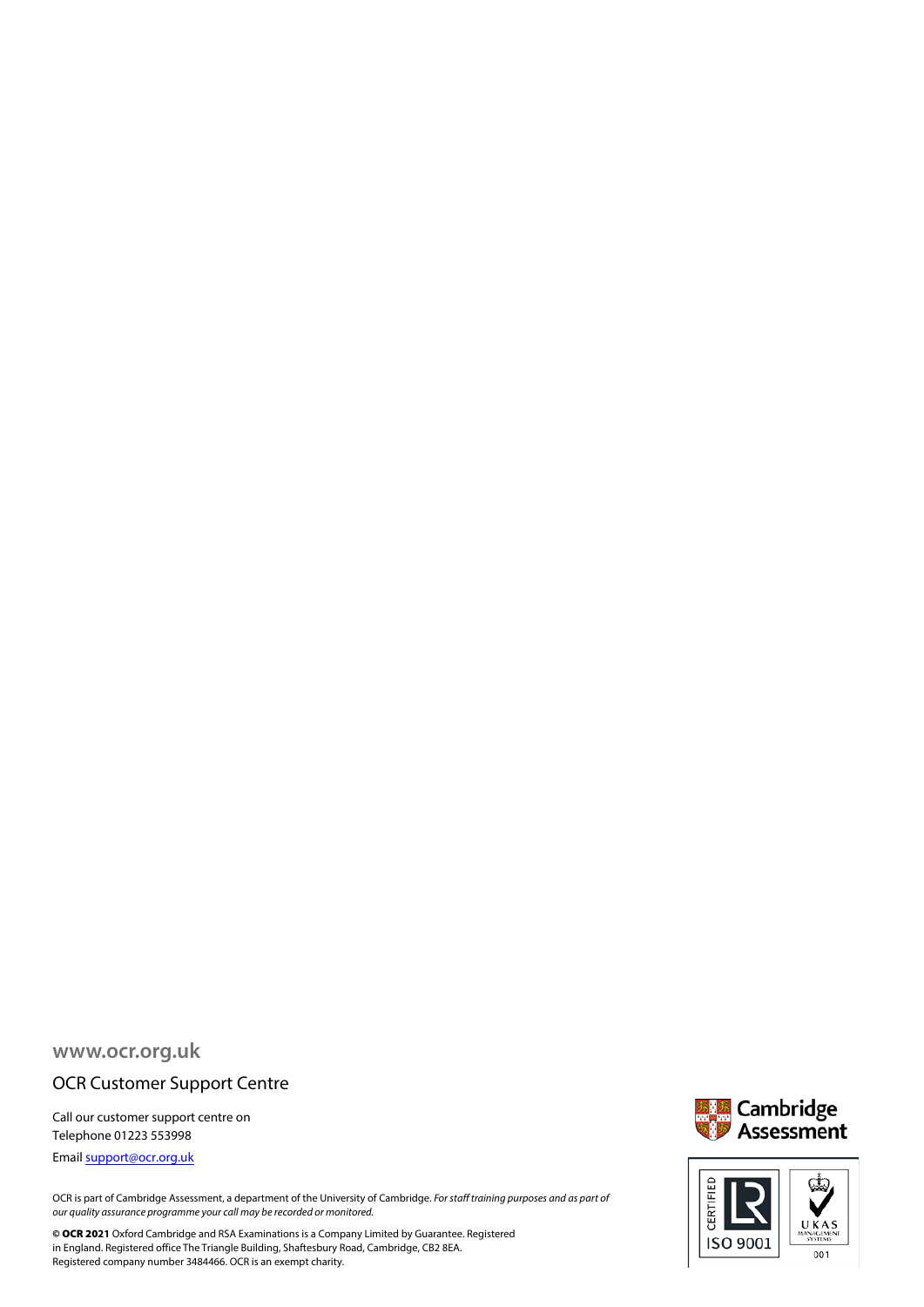**www.ocr.org.uk**

OCR Customer Support Centre

Call our customer support centre on
Telephone 01223 553998

Email support@ocr.org.uk

OCR is part of Cambridge Assessment, a department of the University of Cambridge. *For staff training purposes and as part of our quality assurance programme your call may be recorded or monitored.*

**© OCR 2021** Oxford Cambridge and RSA Examinations is a Company Limited by Guarantee. Registered in England. Registered office The Triangle Building, Shaftesbury Road, Cambridge, CB2 8EA. Registered company number 3484466. OCR is an exempt charity.

Cambridge Assessment

CERTIFIED ISO 9001

UKAS MANAGEMENT SYSTEMS 001